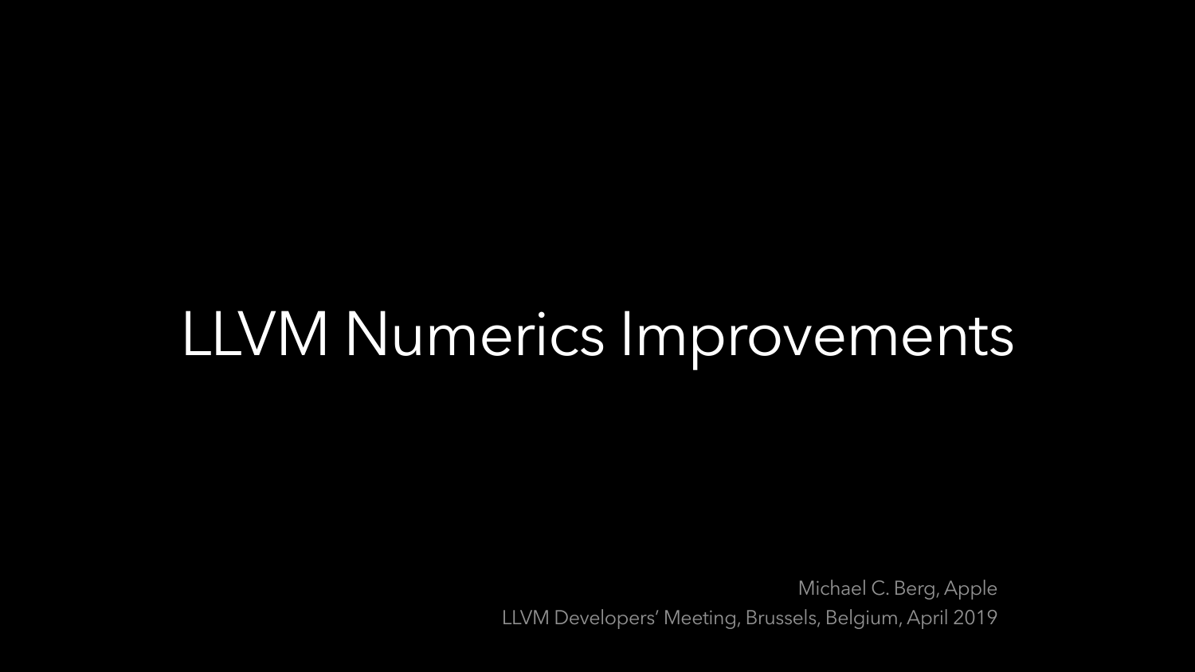# LLVM Numerics Improvements

Michael C. Berg, Apple

LLVM Developers' Meeting, Brussels, Belgium, April 2019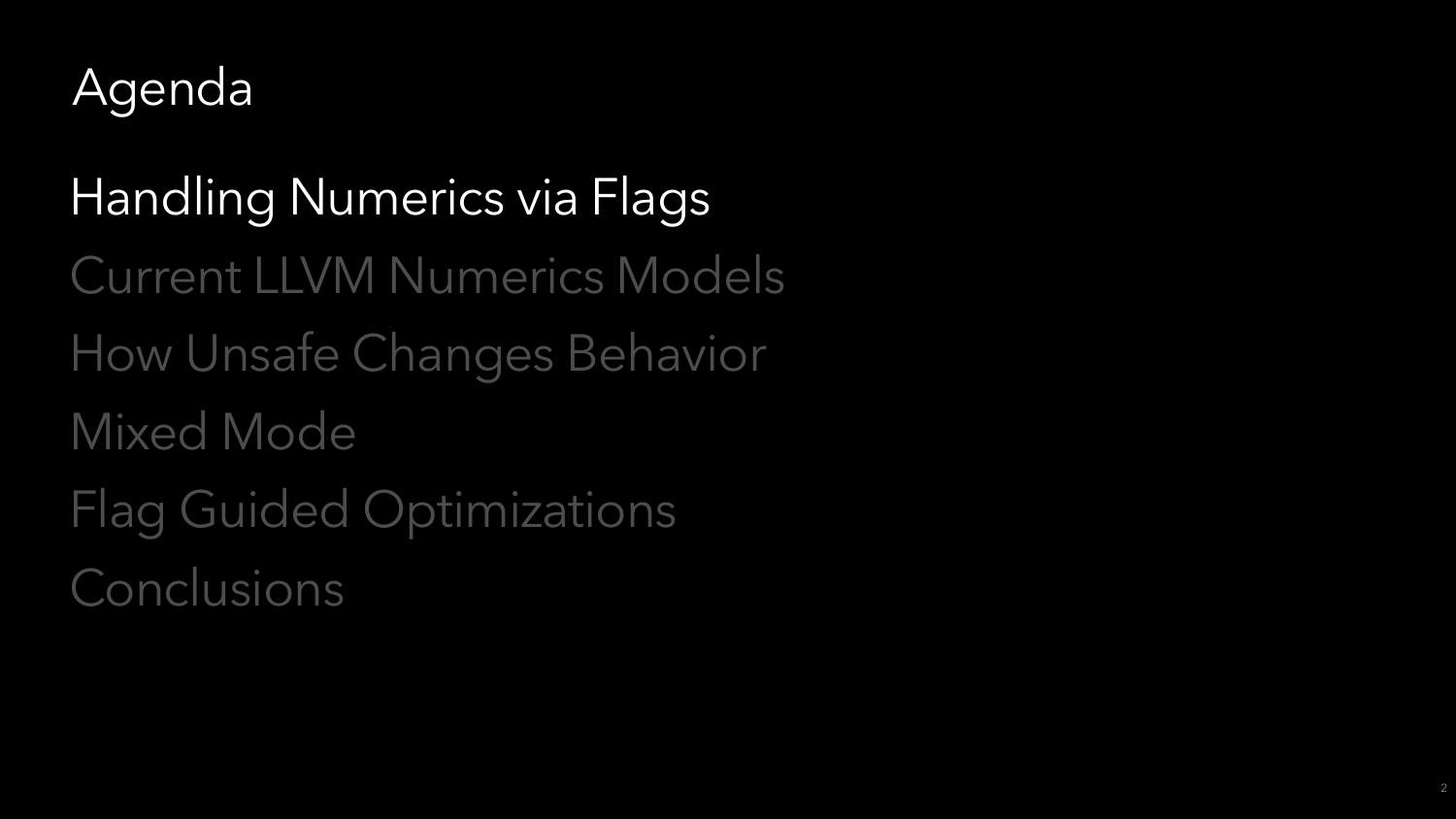# Agenda

- Handling Numerics via Flags
- Current LLVM Numerics Models
- How Unsafe Changes Behavior
- Mixed Mode
- Flag Guided Optimizations
- Conclusions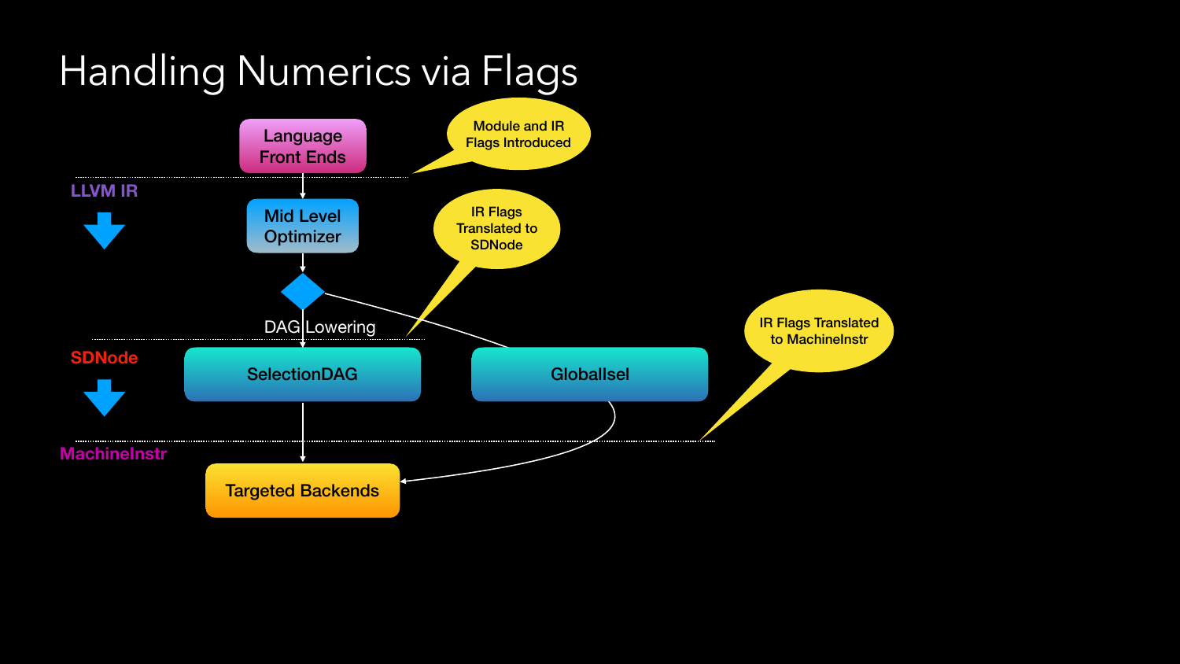# Handling Numerics via Flags

Language Front Ends

Module and IR Flags Introduced

LLVM IR

Mid Level Optimizer

IR Flags Translated to SDNode

DAG Lowering

SDNode

SelectionDAG

Globalisel

IR Flags Translated to MachineInstr

MachineInstr

Targeted Backends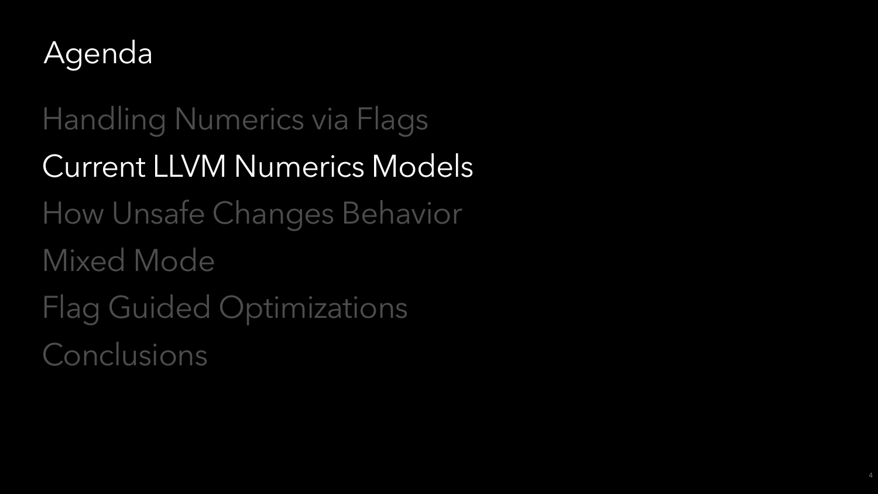# Agenda

- Handling Numerics via Flags
- Current LLVM Numerics Models
- How Unsafe Changes Behavior
- Mixed Mode
- Flag Guided Optimizations
- Conclusions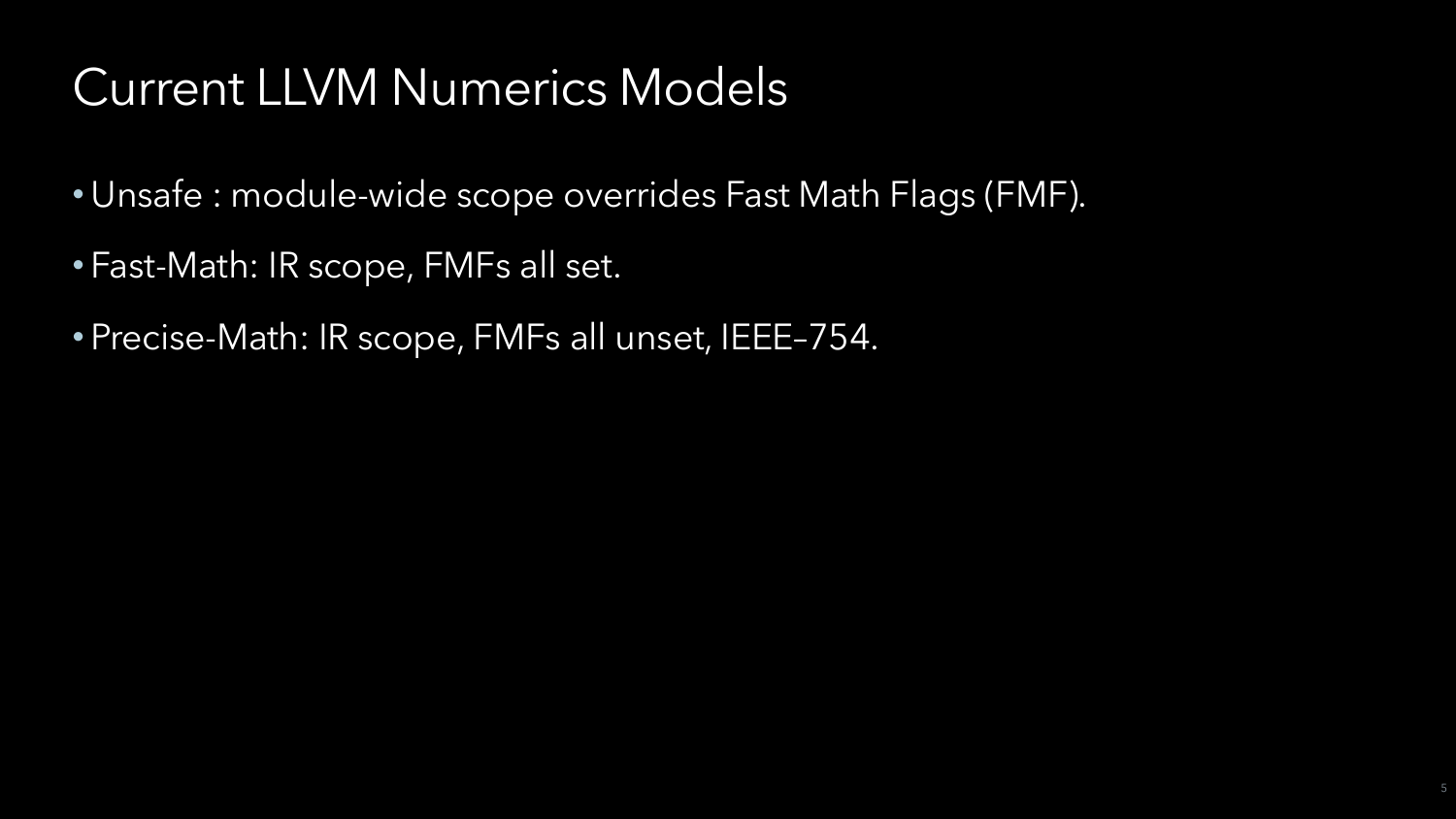# Current LLVM Numerics Models

- Unsafe : module-wide scope overrides Fast Math Flags (FMF).
- Fast-Math: IR scope, FMFs all set.
- Precise-Math: IR scope, FMFs all unset, IEEE–754.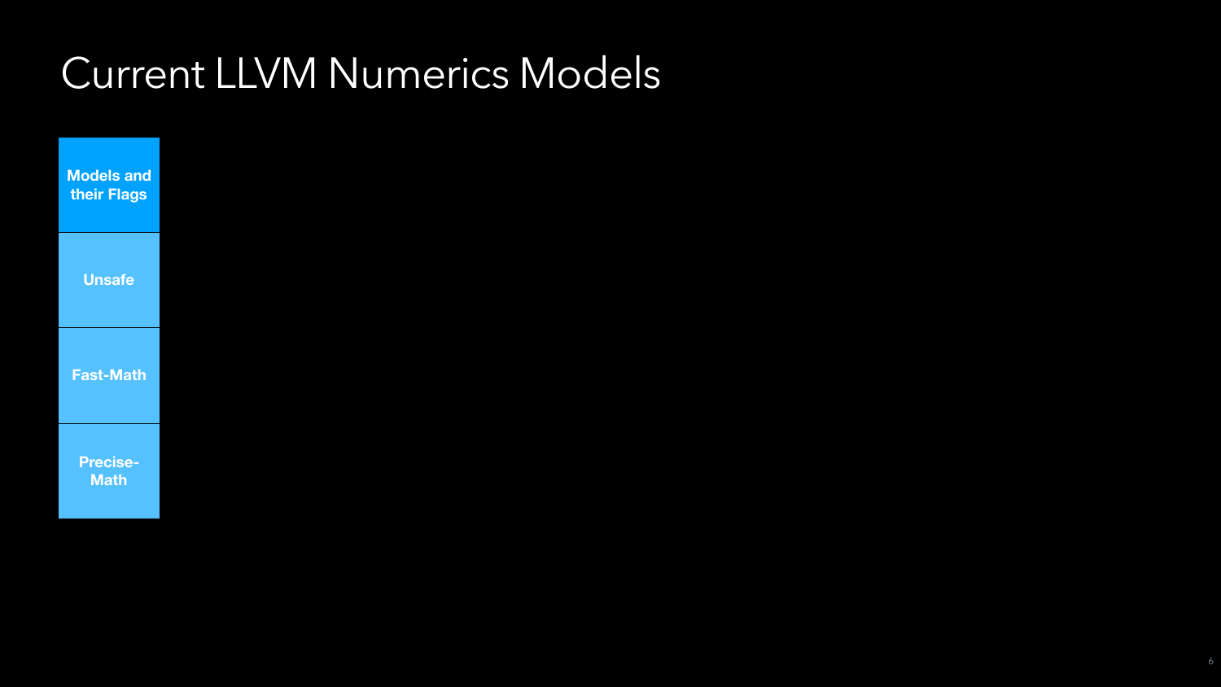# Current LLVM Numerics Models

- **Models and their Flags**
- **Unsafe**
- **Fast-Math**
- **Precise-Math**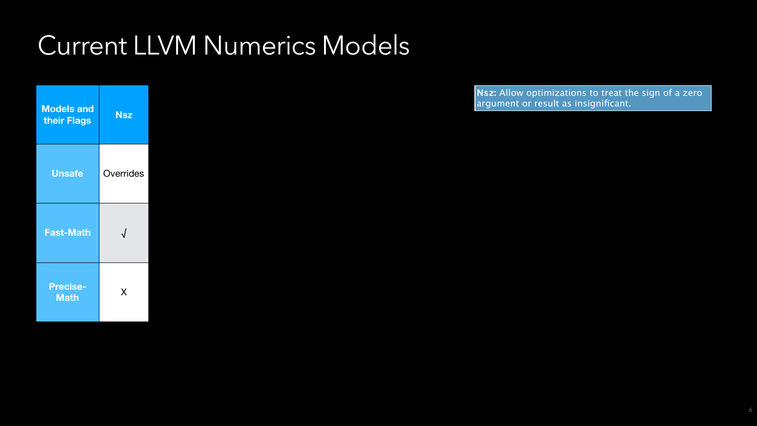# Current LLVM Numerics Models

| Models and their Flags | Nsz |
|---|---|
| Unsafe | Overrides |
| Fast-Math | √ |
| Precise-Math | X |

**Nsz:** Allow optimizations to treat the sign of a zero argument or result as insignificant.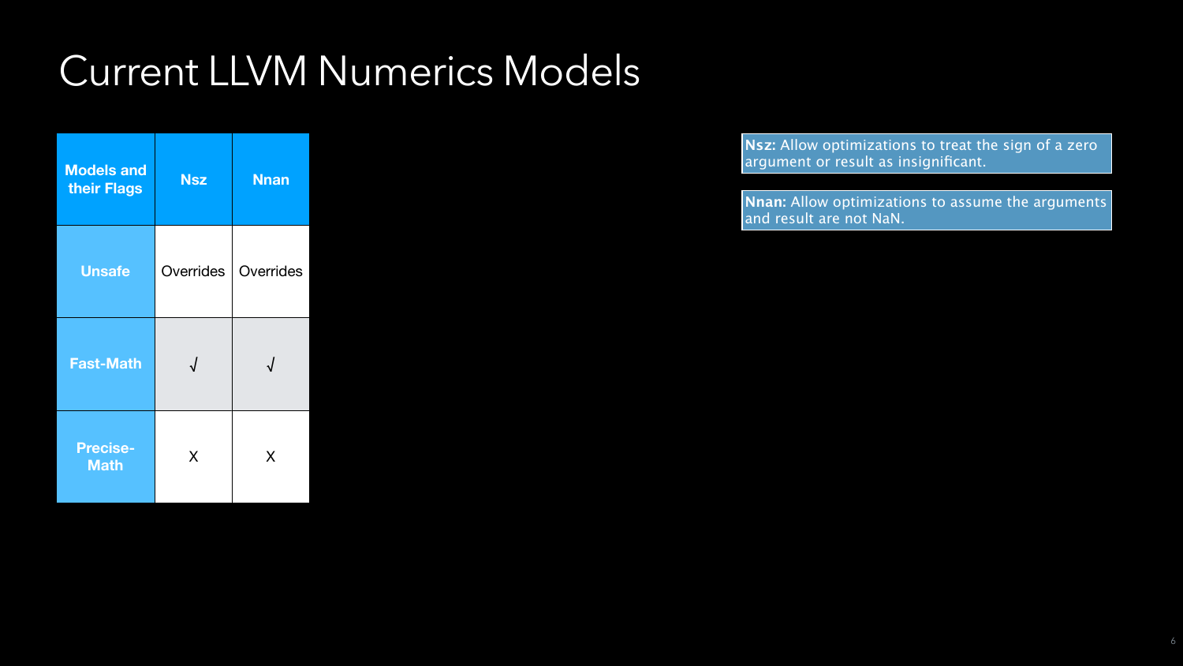# Current LLVM Numerics Models

| Models and their Flags | Nsz | Nnan |
|---|---|---|
| Unsafe | Overrides | Overrides |
| Fast-Math | √ | √ |
| Precise-Math | X | X |

**Nsz:** Allow optimizations to treat the sign of a zero argument or result as insignificant.

**Nnan:** Allow optimizations to assume the arguments and result are not NaN.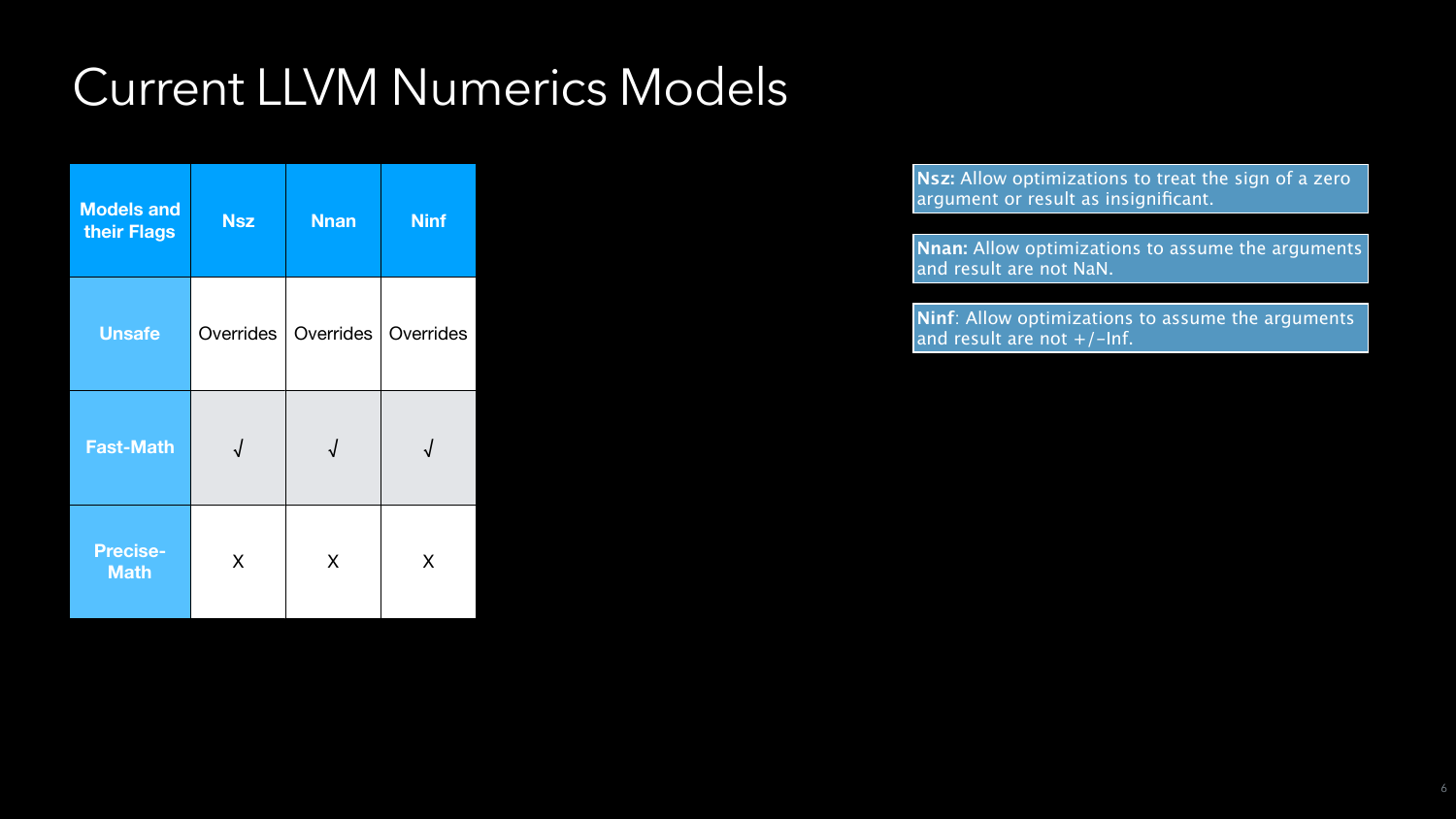# Current LLVM Numerics Models

| Models and their Flags | Nsz | Nnan | Ninf |
|---|---|---|---|
| Unsafe | Overrides | Overrides | Overrides |
| Fast-Math | √ | √ | √ |
| Precise-Math | X | X | X |

**Nsz:** Allow optimizations to treat the sign of a zero argument or result as insignificant.

**Nnan:** Allow optimizations to assume the arguments and result are not NaN.

**Ninf**: Allow optimizations to assume the arguments and result are not +/-Inf.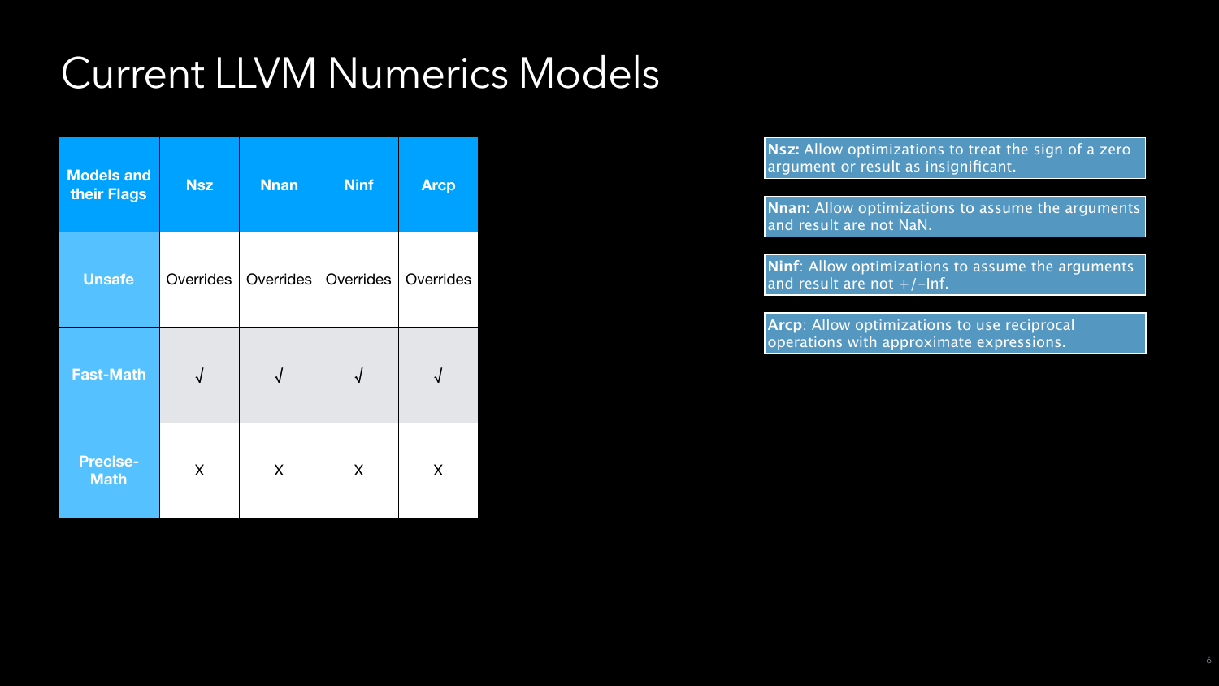# Current LLVM Numerics Models

| Models and their Flags | Nsz | Nnan | Ninf | Arcp |
|---|---|---|---|---|
| **Unsafe** | Overrides | Overrides | Overrides | Overrides |
| **Fast-Math** | √ | √ | √ | √ |
| **Precise-Math** | X | X | X | X |

**Nsz:** Allow optimizations to treat the sign of a zero argument or result as insignificant.

**Nnan:** Allow optimizations to assume the arguments and result are not NaN.

**Ninf**: Allow optimizations to assume the arguments and result are not +/-Inf.

**Arcp**: Allow optimizations to use reciprocal operations with approximate expressions.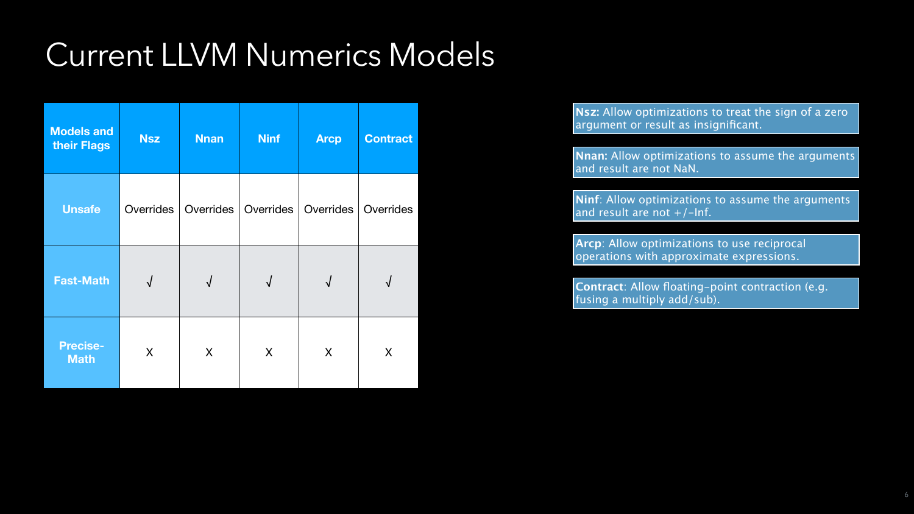# Current LLVM Numerics Models

| Models and their Flags | Nsz | Nnan | Ninf | Arcp | Contract |
|---|---|---|---|---|---|
| Unsafe | Overrides | Overrides | Overrides | Overrides | Overrides |
| Fast-Math | √ | √ | √ | √ | √ |
| Precise-Math | X | X | X | X | X |

**Nsz:** Allow optimizations to treat the sign of a zero argument or result as insignificant.

**Nnan:** Allow optimizations to assume the arguments and result are not NaN.

**Ninf**: Allow optimizations to assume the arguments and result are not +/-Inf.

**Arcp**: Allow optimizations to use reciprocal operations with approximate expressions.

**Contract**: Allow floating-point contraction (e.g. fusing a multiply add/sub).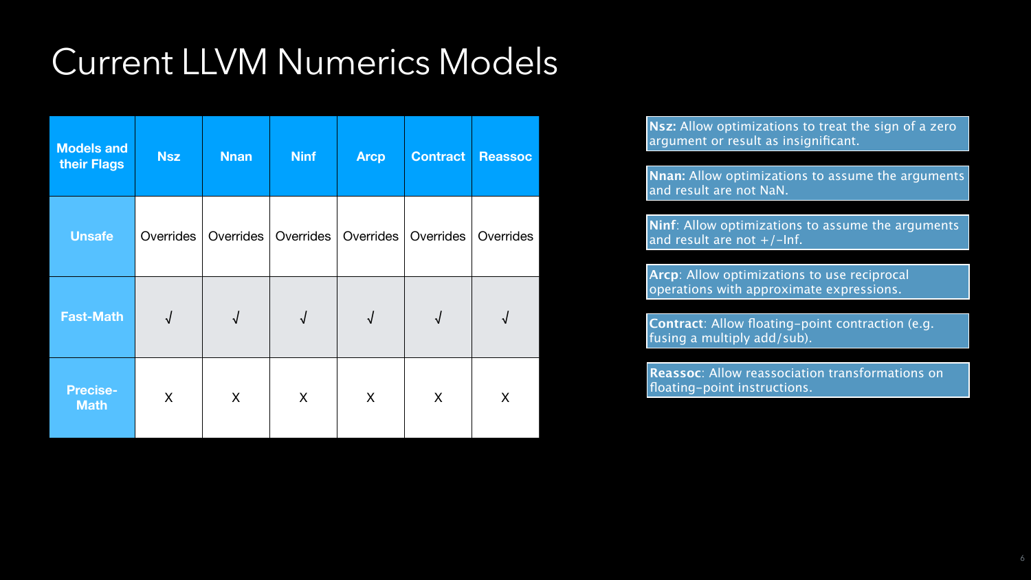# Current LLVM Numerics Models

| Models and their Flags | Nsz | Nnan | Ninf | Arcp | Contract | Reassoc |
|---|---|---|---|---|---|---|
| **Unsafe** | Overrides | Overrides | Overrides | Overrides | Overrides | Overrides |
| **Fast-Math** | √ | √ | √ | √ | √ | √ |
| **Precise-Math** | X | X | X | X | X | X |

**Nsz:** Allow optimizations to treat the sign of a zero argument or result as insignificant.

**Nnan:** Allow optimizations to assume the arguments and result are not NaN.

**Ninf**: Allow optimizations to assume the arguments and result are not +/-Inf.

**Arcp**: Allow optimizations to use reciprocal operations with approximate expressions.

**Contract**: Allow floating-point contraction (e.g. fusing a multiply add/sub).

**Reassoc**: Allow reassociation transformations on floating-point instructions.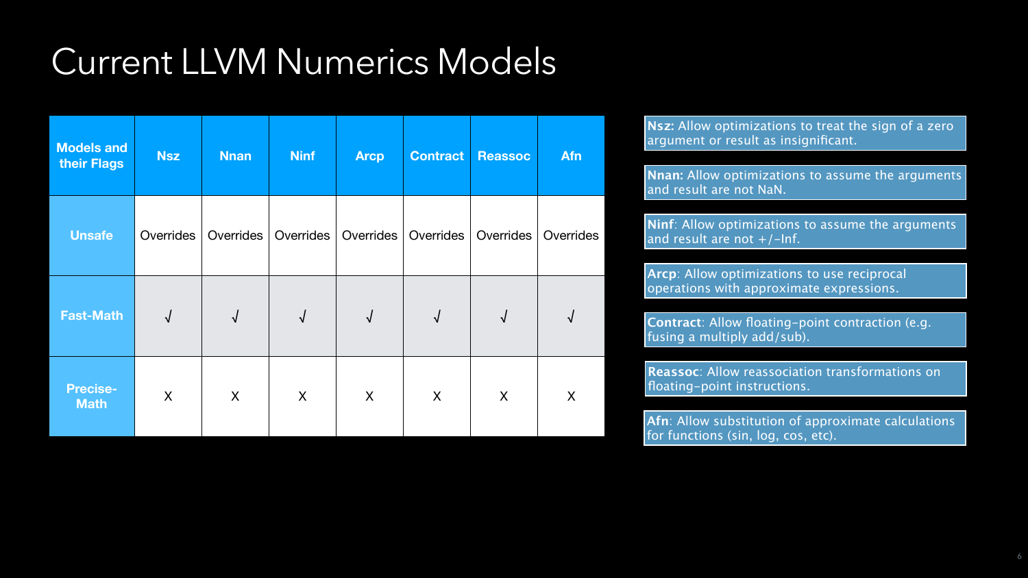# Current LLVM Numerics Models

| Models and their Flags | Nsz | Nnan | Ninf | Arcp | Contract | Reassoc | Afn |
|---|---|---|---|---|---|---|---|
| **Unsafe** | Overrides | Overrides | Overrides | Overrides | Overrides | Overrides | Overrides |
| **Fast-Math** | √ | √ | √ | √ | √ | √ | √ |
| **Precise-Math** | X | X | X | X | X | X | X |

**Nsz:** Allow optimizations to treat the sign of a zero argument or result as insignificant.

**Nnan:** Allow optimizations to assume the arguments and result are not NaN.

**Ninf**: Allow optimizations to assume the arguments and result are not +/-Inf.

**Arcp**: Allow optimizations to use reciprocal operations with approximate expressions.

**Contract**: Allow floating-point contraction (e.g. fusing a multiply add/sub).

**Reassoc**: Allow reassociation transformations on floating-point instructions.

**Afn**: Allow substitution of approximate calculations for functions (sin, log, cos, etc).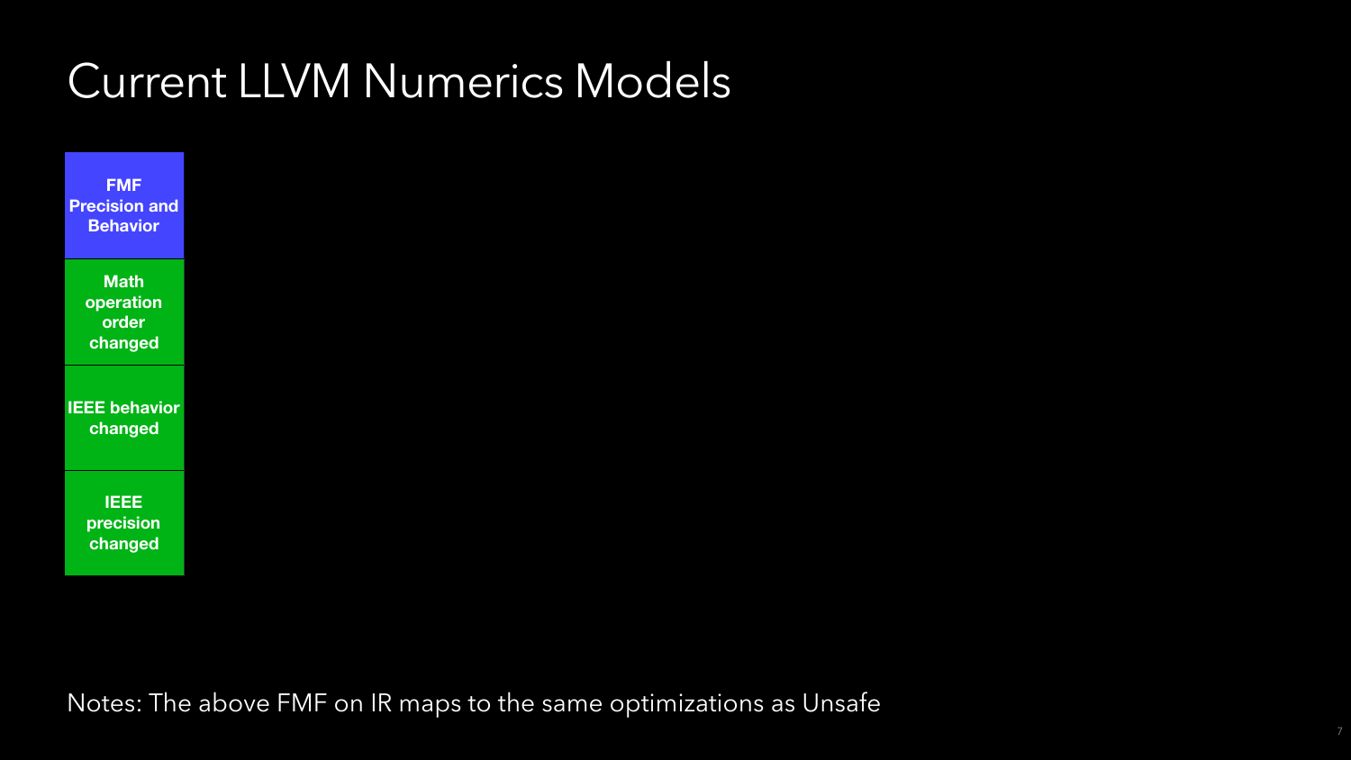# Current LLVM Numerics Models

| FMF Precision and Behavior |
| --- |
| Math operation order changed |
| IEEE behavior changed |
| IEEE precision changed |

Notes: The above FMF on IR maps to the same optimizations as Unsafe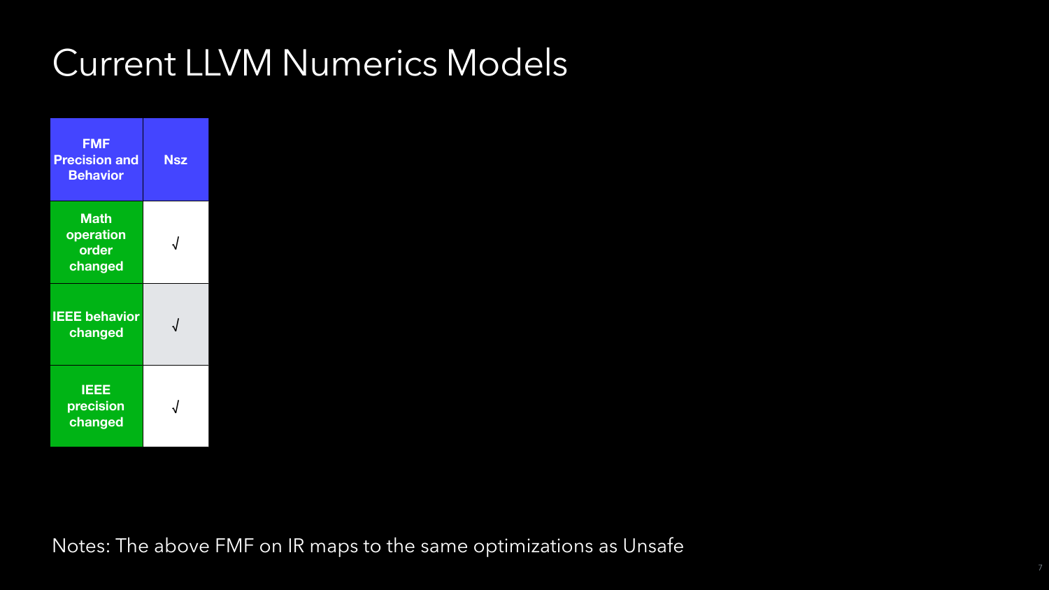# Current LLVM Numerics Models

| FMF Precision and Behavior | Nsz |
|---|---|
| Math operation order changed | √ |
| IEEE behavior changed | √ |
| IEEE precision changed | √ |

Notes: The above FMF on IR maps to the same optimizations as Unsafe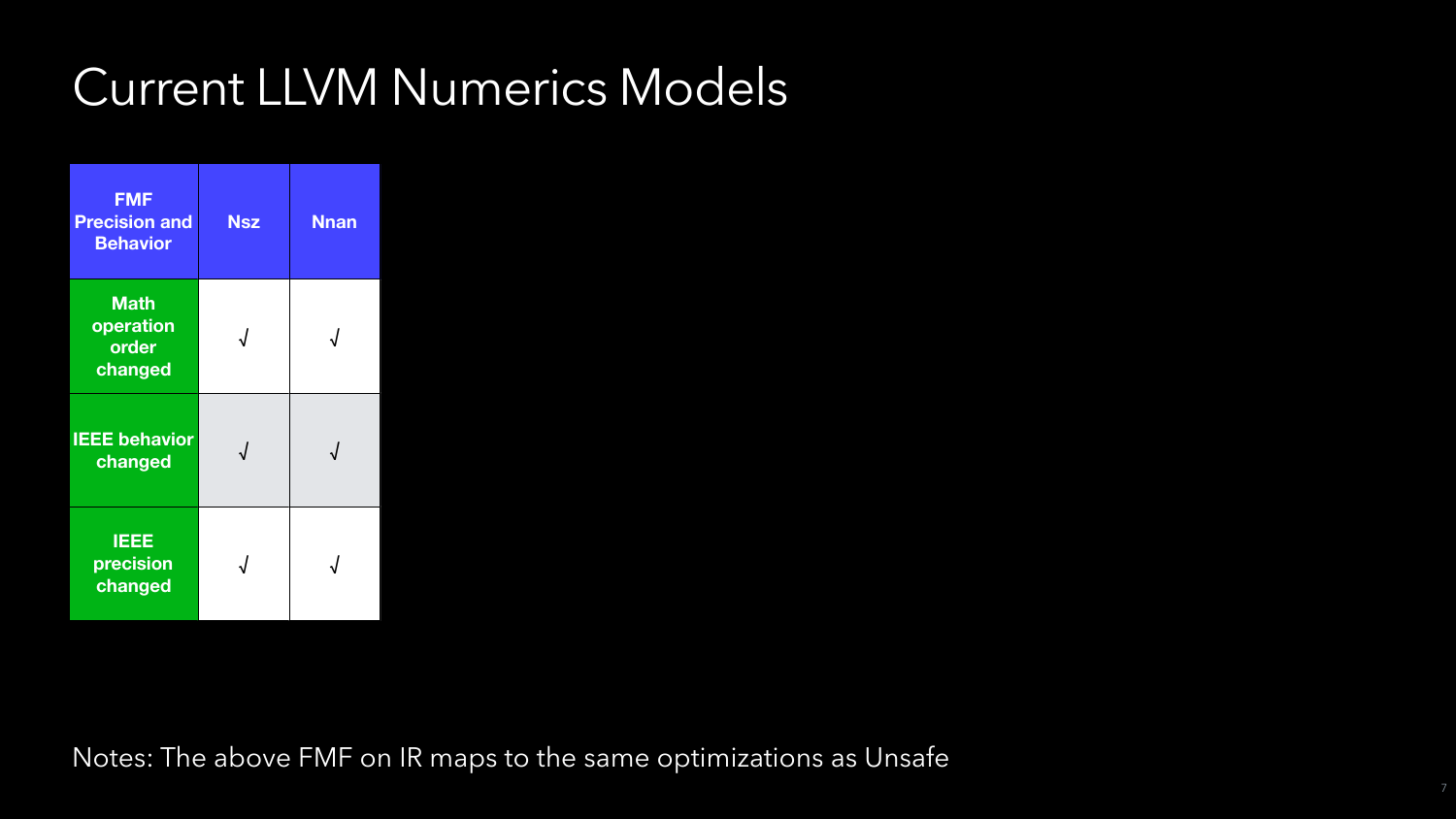# Current LLVM Numerics Models

| FMF Precision and Behavior | Nsz | Nnan |
|---|---|---|
| Math operation order changed | √ | √ |
| IEEE behavior changed | √ | √ |
| IEEE precision changed | √ | √ |

Notes: The above FMF on IR maps to the same optimizations as Unsafe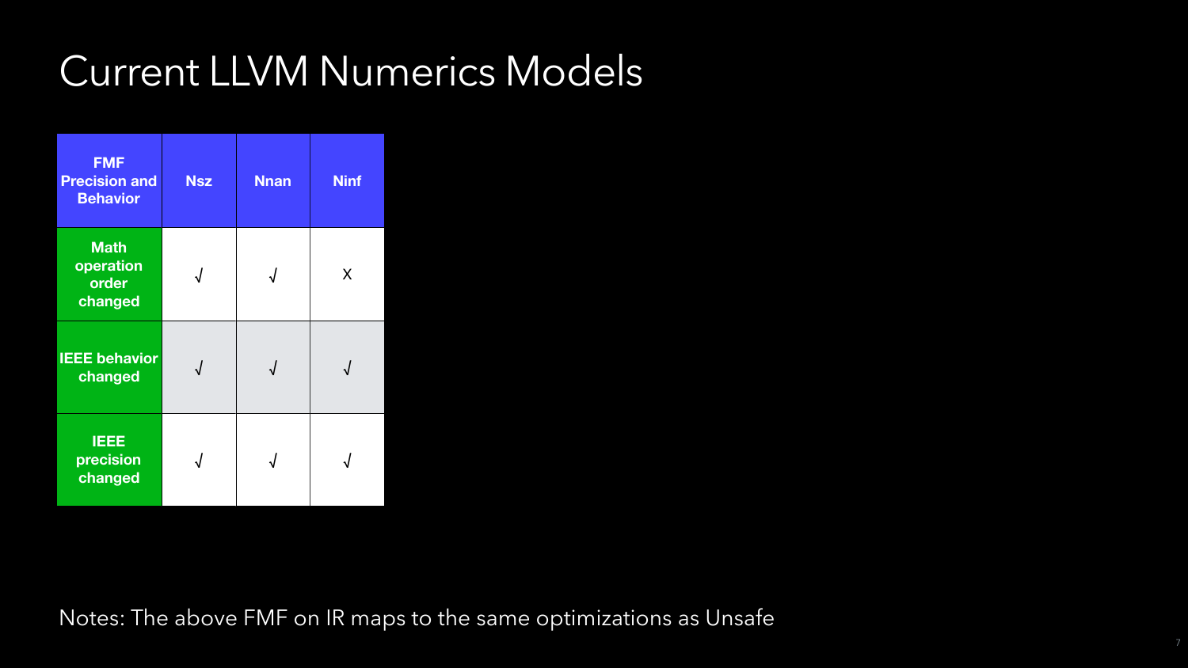# Current LLVM Numerics Models

| FMF Precision and Behavior | Nsz | Nnan | Ninf |
|---|---|---|---|
| Math operation order changed | √ | √ | X |
| IEEE behavior changed | √ | √ | √ |
| IEEE precision changed | √ | √ | √ |

Notes: The above FMF on IR maps to the same optimizations as Unsafe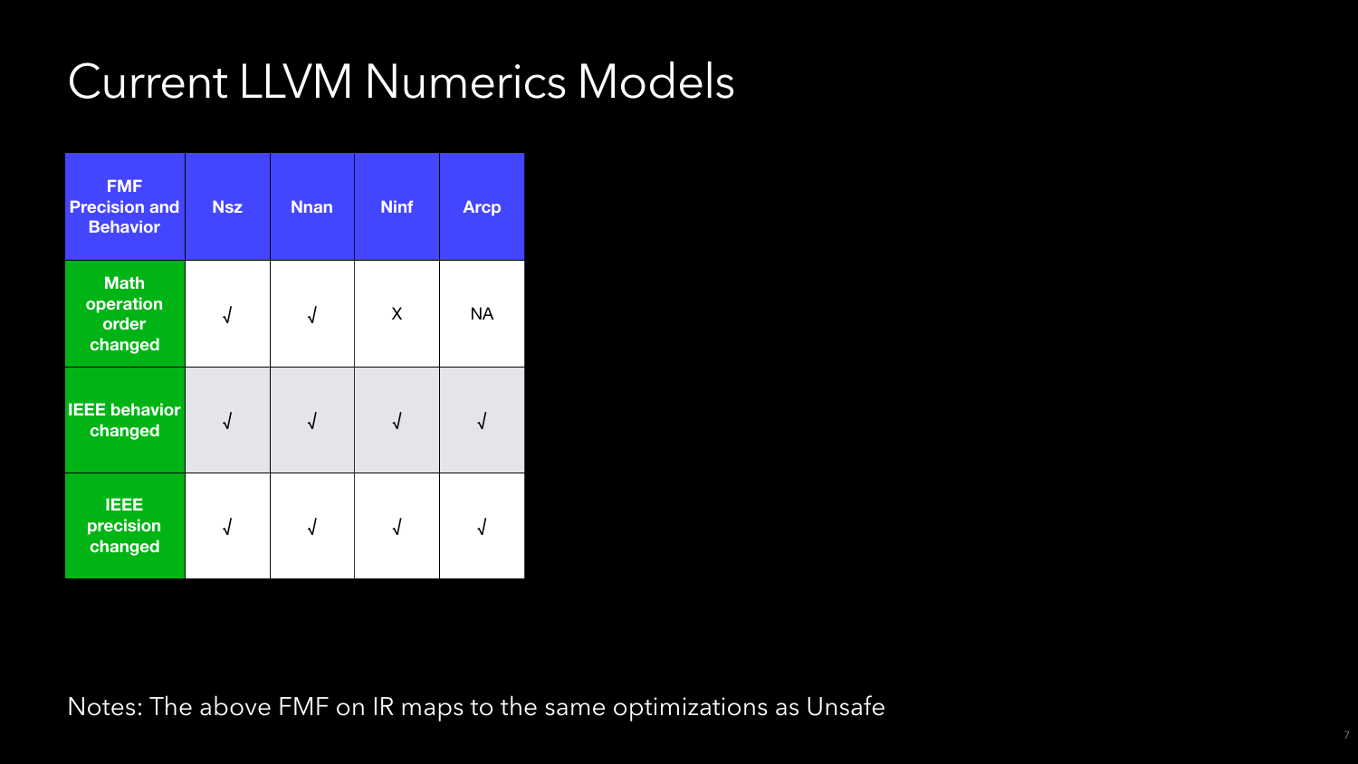# Current LLVM Numerics Models

| FMF Precision and Behavior | Nsz | Nnan | Ninf | Arcp |
|---|---|---|---|---|
| Math operation order changed | √ | √ | X | NA |
| IEEE behavior changed | √ | √ | √ | √ |
| IEEE precision changed | √ | √ | √ | √ |

Notes: The above FMF on IR maps to the same optimizations as Unsafe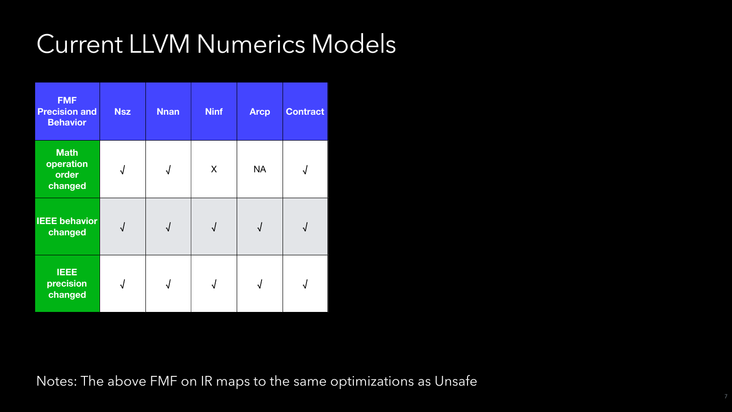# Current LLVM Numerics Models

| FMF Precision and Behavior | Nsz | Nnan | Ninf | Arcp | Contract |
|---|---|---|---|---|---|
| Math operation order changed | √ | √ | X | NA | √ |
| IEEE behavior changed | √ | √ | √ | √ | √ |
| IEEE precision changed | √ | √ | √ | √ | √ |

Notes: The above FMF on IR maps to the same optimizations as Unsafe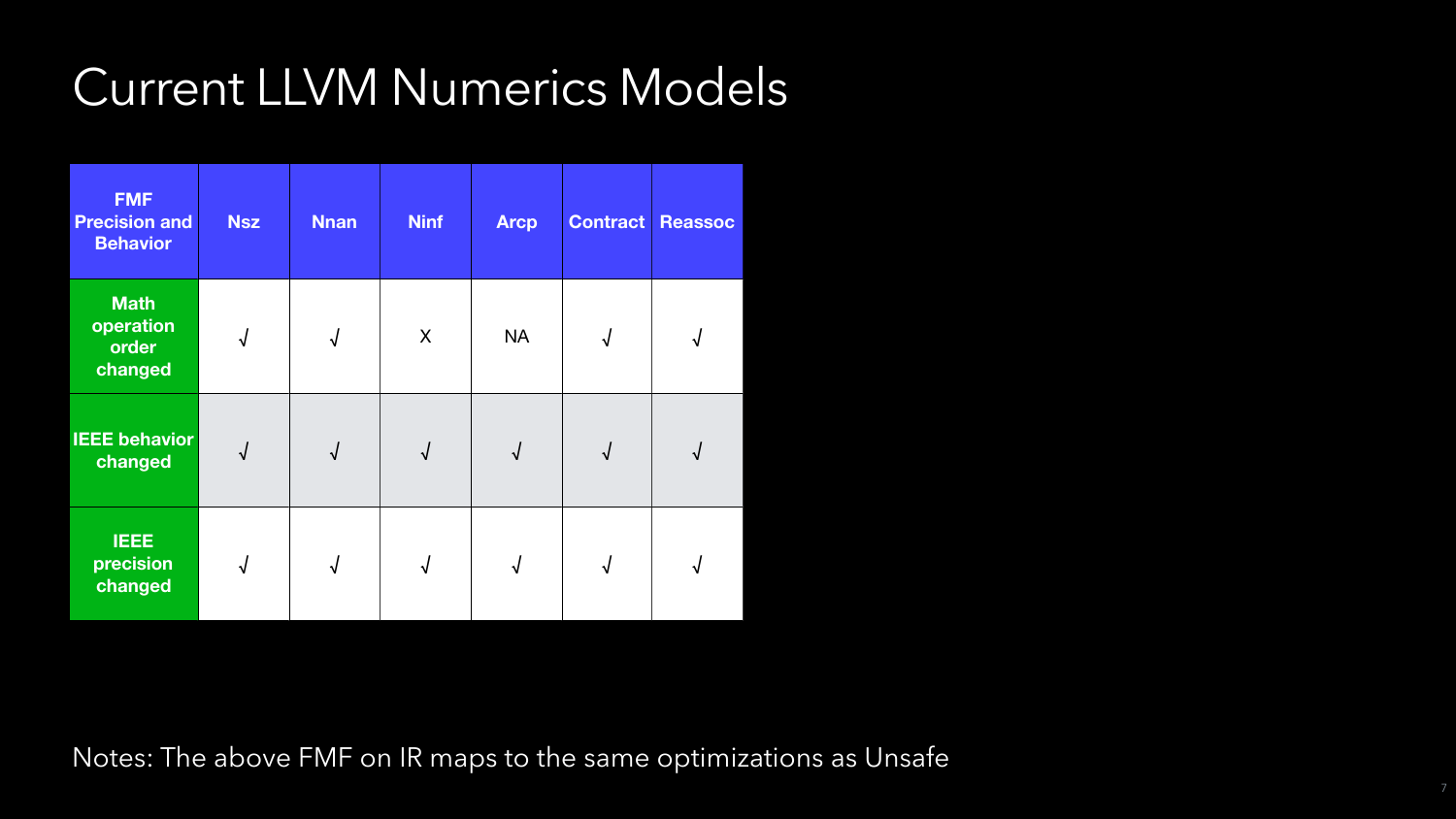# Current LLVM Numerics Models

| FMF Precision and Behavior | Nsz | Nnan | Ninf | Arcp | Contract | Reassoc |
|---|---|---|---|---|---|---|
| Math operation order changed | √ | √ | X | NA | √ | √ |
| IEEE behavior changed | √ | √ | √ | √ | √ | √ |
| IEEE precision changed | √ | √ | √ | √ | √ | √ |

Notes: The above FMF on IR maps to the same optimizations as Unsafe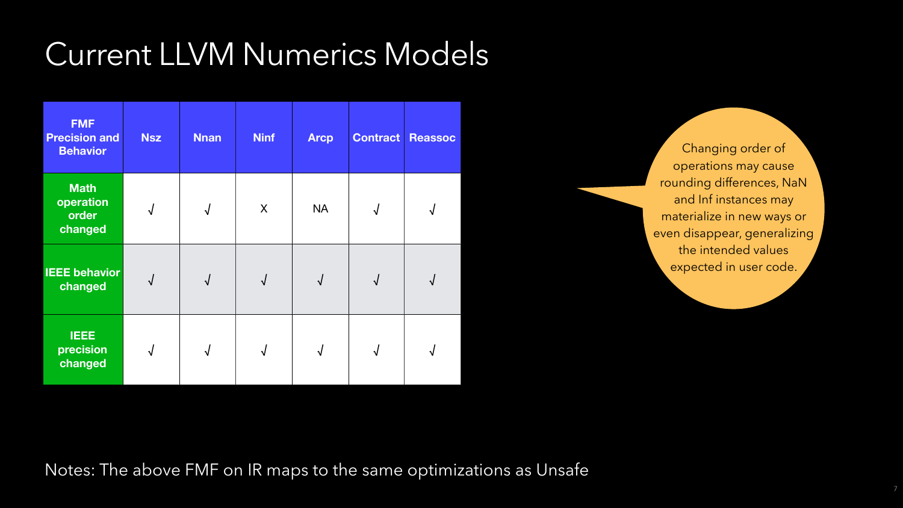# Current LLVM Numerics Models

| FMF Precision and Behavior | Nsz | Nnan | Ninf | Arcp | Contract | Reassoc |
|---|---|---|---|---|---|---|
| **Math operation order changed** | √ | √ | X | NA | √ | √ |
| **IEEE behavior changed** | √ | √ | √ | √ | √ | √ |
| **IEEE precision changed** | √ | √ | √ | √ | √ | √ |

Changing order of operations may cause rounding differences, NaN and Inf instances may materialize in new ways or even disappear, generalizing the intended values expected in user code.

Notes: The above FMF on IR maps to the same optimizations as Unsafe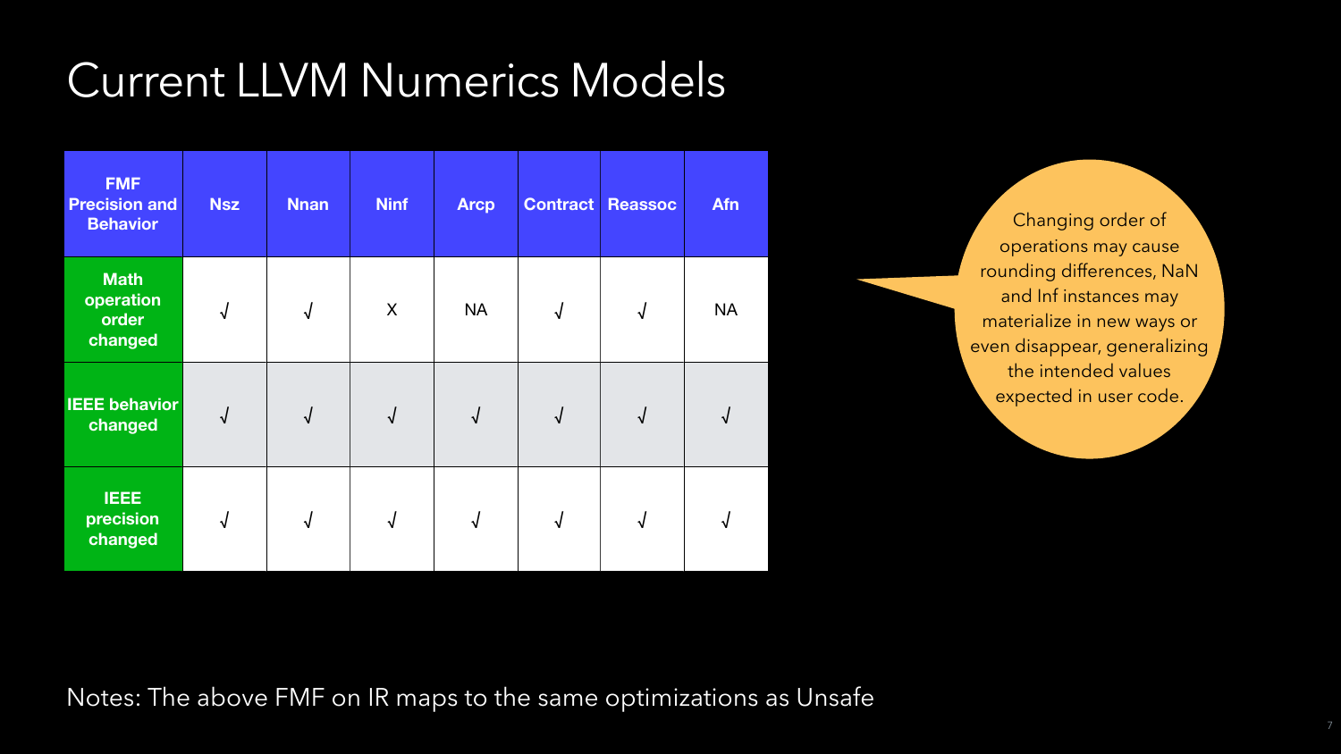# Current LLVM Numerics Models

| FMF Precision and Behavior | Nsz | Nnan | Ninf | Arcp | Contract | Reassoc | Afn |
|---|---|---|---|---|---|---|---|
| Math operation order changed | √ | √ | X | NA | √ | √ | NA |
| IEEE behavior changed | √ | √ | √ | √ | √ | √ | √ |
| IEEE precision changed | √ | √ | √ | √ | √ | √ | √ |

Changing order of operations may cause rounding differences, NaN and Inf instances may materialize in new ways or even disappear, generalizing the intended values expected in user code.

Notes: The above FMF on IR maps to the same optimizations as Unsafe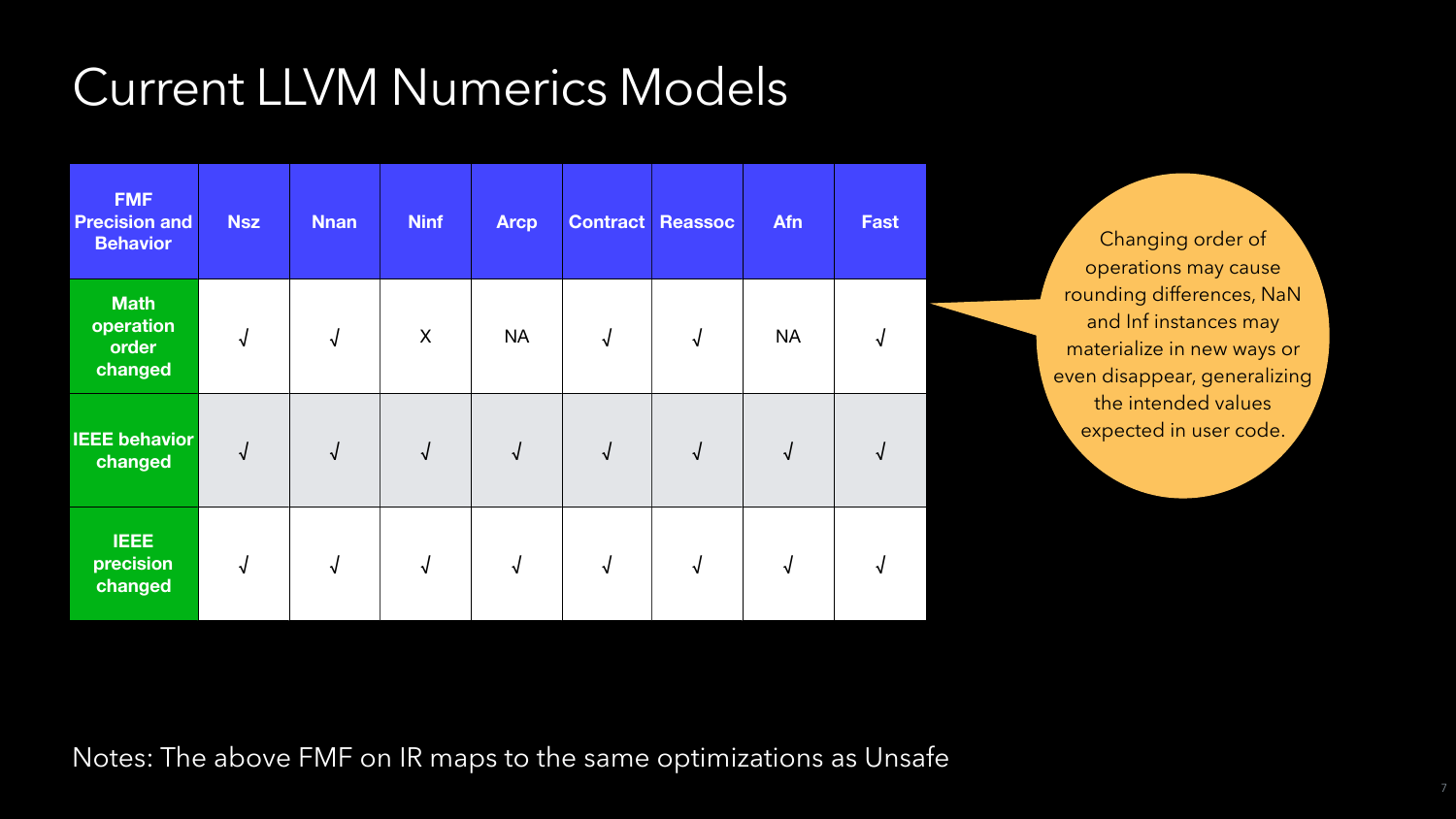# Current LLVM Numerics Models

| FMF Precision and Behavior | Nsz | Nnan | Ninf | Arcp | Contract | Reassoc | Afn | Fast |
|---|---|---|---|---|---|---|---|---|
| **Math operation order changed** | √ | √ | X | NA | √ | √ | NA | √ |
| **IEEE behavior changed** | √ | √ | √ | √ | √ | √ | √ | √ |
| **IEEE precision changed** | √ | √ | √ | √ | √ | √ | √ | √ |

Changing order of operations may cause rounding differences, NaN and Inf instances may materialize in new ways or even disappear, generalizing the intended values expected in user code.

Notes: The above FMF on IR maps to the same optimizations as Unsafe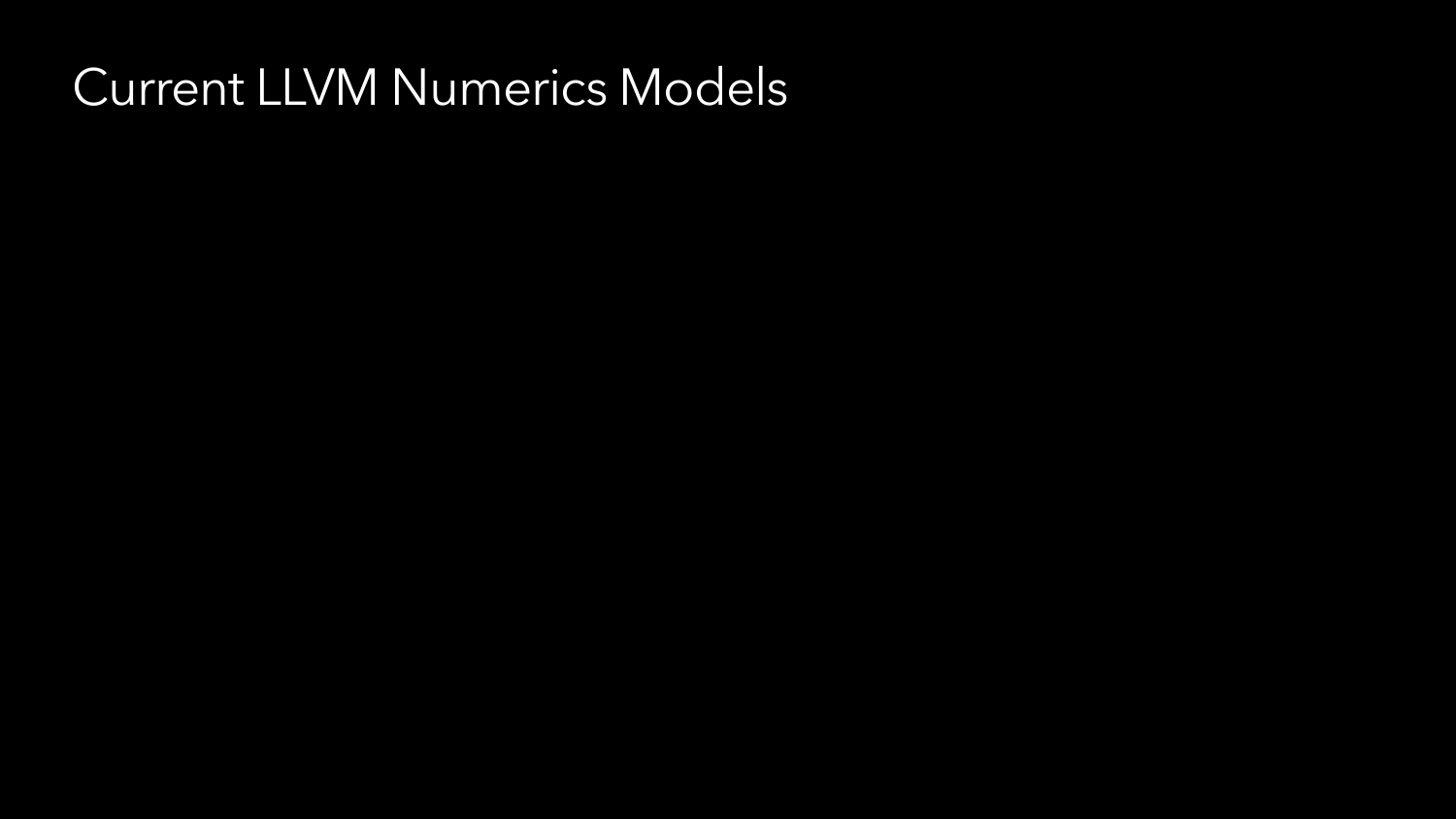# Current LLVM Numerics Models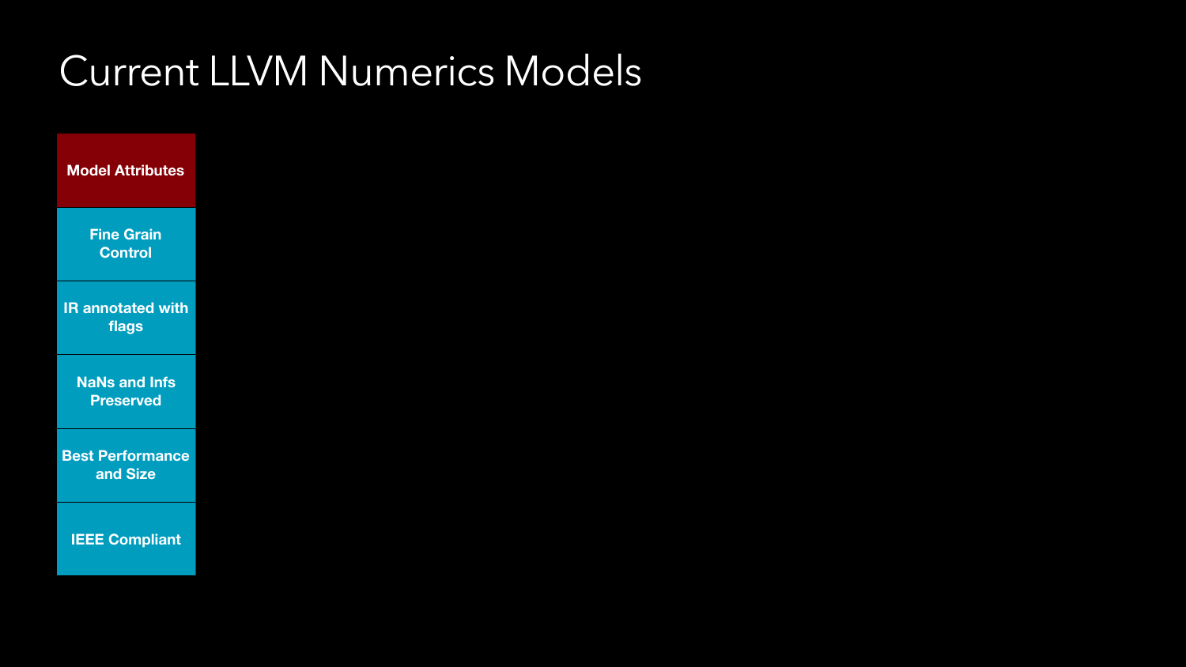# Current LLVM Numerics Models

| Model Attributes |
| --- |
| Fine Grain Control |
| IR annotated with flags |
| NaNs and Infs Preserved |
| Best Performance and Size |
| IEEE Compliant |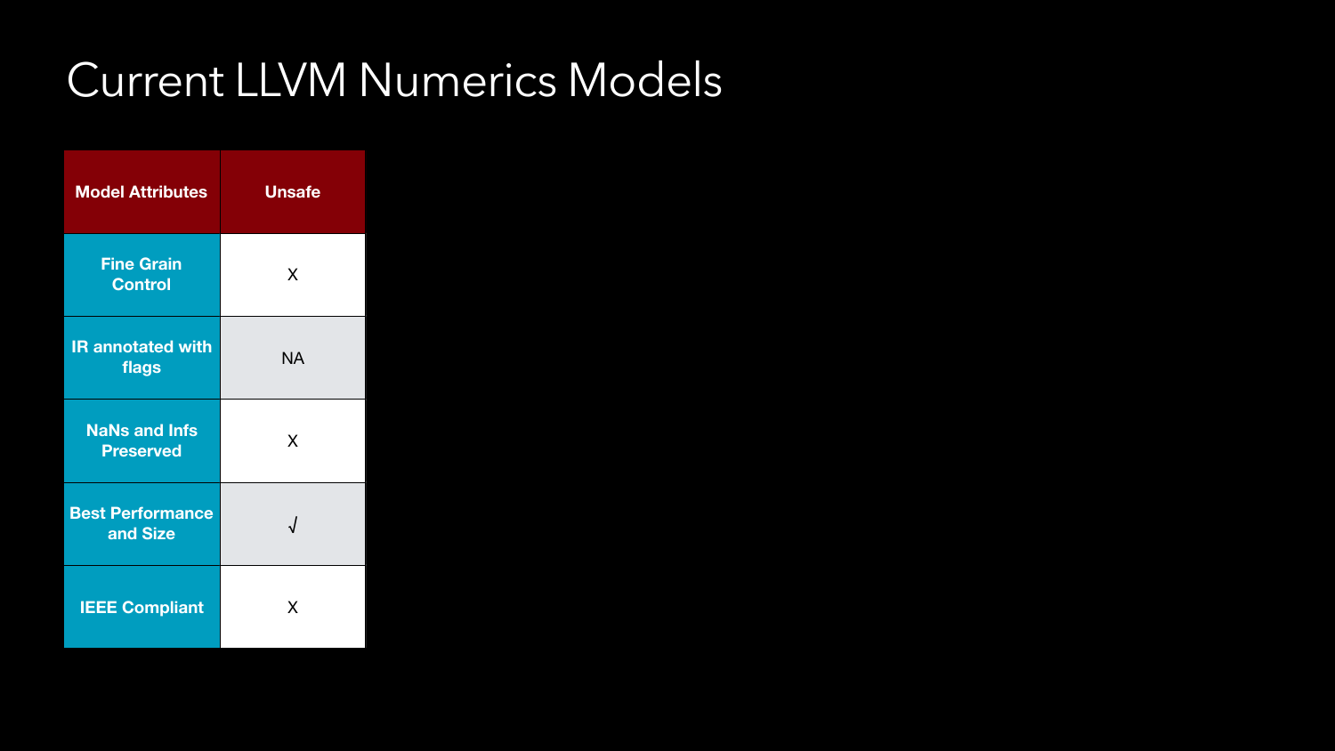# Current LLVM Numerics Models

| Model Attributes | Unsafe |
|---|---|
| Fine Grain Control | X |
| IR annotated with flags | NA |
| NaNs and Infs Preserved | X |
| Best Performance and Size | √ |
| IEEE Compliant | X |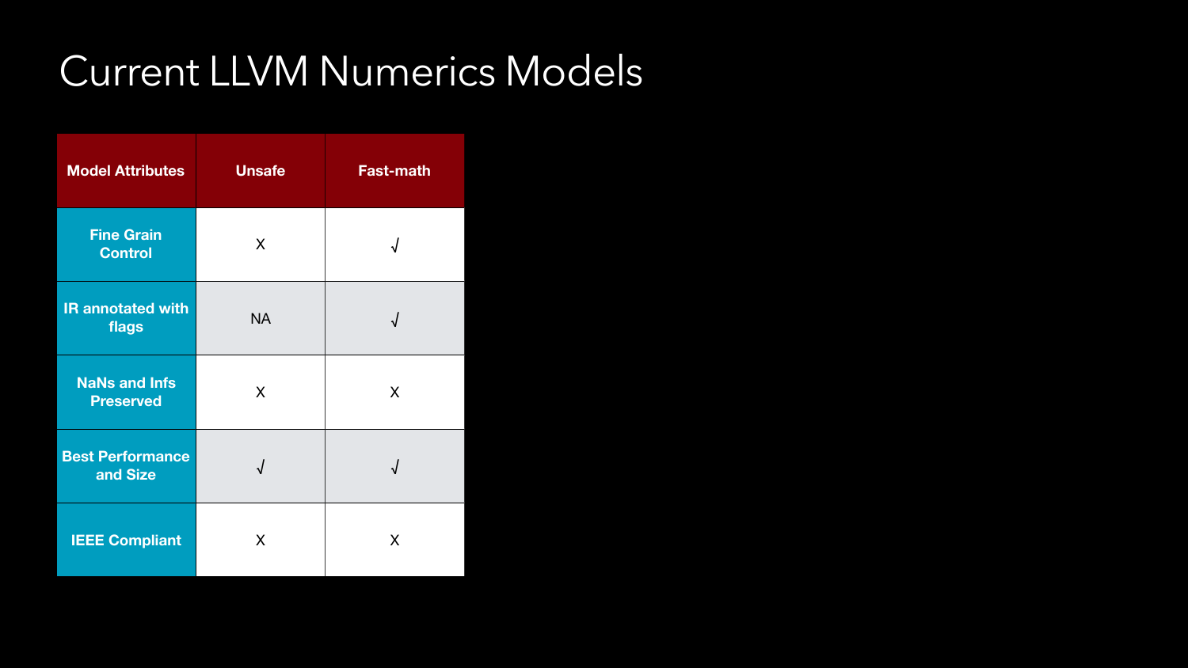# Current LLVM Numerics Models

| Model Attributes | Unsafe | Fast-math |
|---|---|---|
| Fine Grain Control | X | √ |
| IR annotated with flags | NA | √ |
| NaNs and Infs Preserved | X | X |
| Best Performance and Size | √ | √ |
| IEEE Compliant | X | X |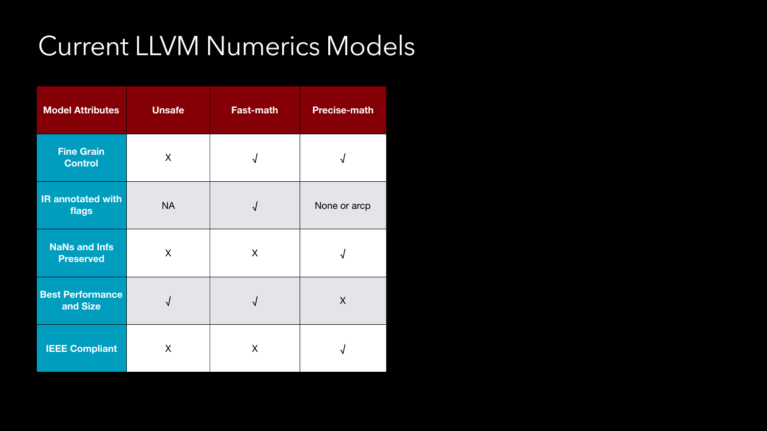# Current LLVM Numerics Models

| Model Attributes | Unsafe | Fast-math | Precise-math |
|---|---|---|---|
| Fine Grain Control | X | √ | √ |
| IR annotated with flags | NA | √ | None or arcp |
| NaNs and Infs Preserved | X | X | √ |
| Best Performance and Size | √ | √ | X |
| IEEE Compliant | X | X | √ |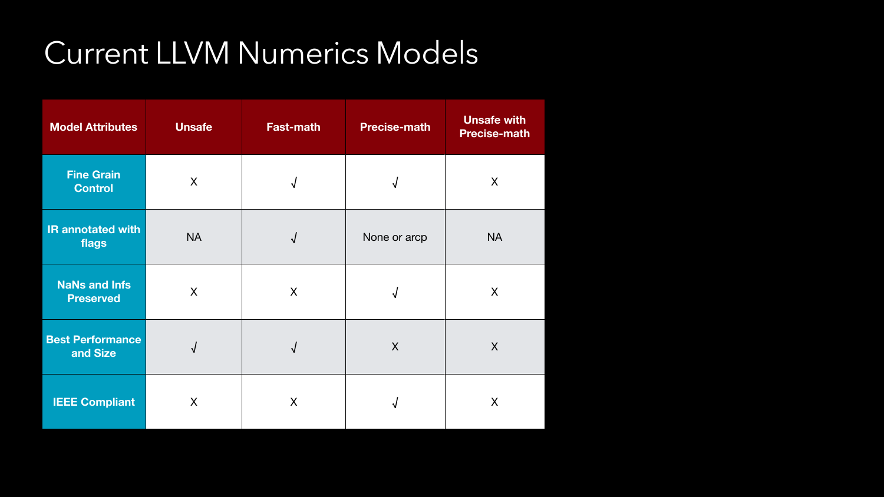# Current LLVM Numerics Models

| Model Attributes | Unsafe | Fast-math | Precise-math | Unsafe with Precise-math |
|---|---|---|---|---|
| Fine Grain Control | X | √ | √ | X |
| IR annotated with flags | NA | √ | None or arcp | NA |
| NaNs and Infs Preserved | X | X | √ | X |
| Best Performance and Size | √ | √ | X | X |
| IEEE Compliant | X | X | √ | X |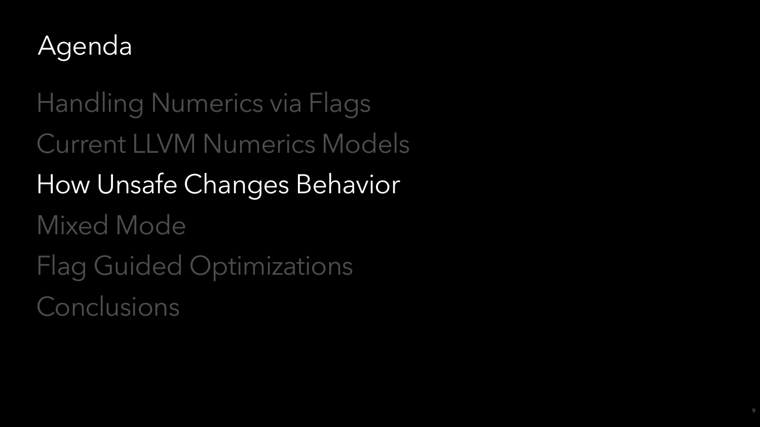# Agenda

- Handling Numerics via Flags
- Current LLVM Numerics Models
- **How Unsafe Changes Behavior**
- Mixed Mode
- Flag Guided Optimizations
- Conclusions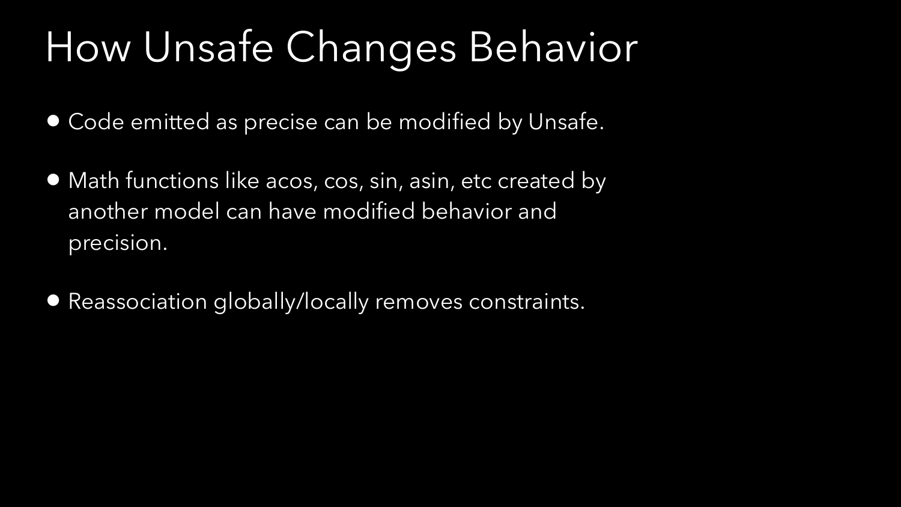# How Unsafe Changes Behavior

- Code emitted as precise can be modified by Unsafe.
- Math functions like acos, cos, sin, asin, etc created by another model can have modified behavior and precision.
- Reassociation globally/locally removes constraints.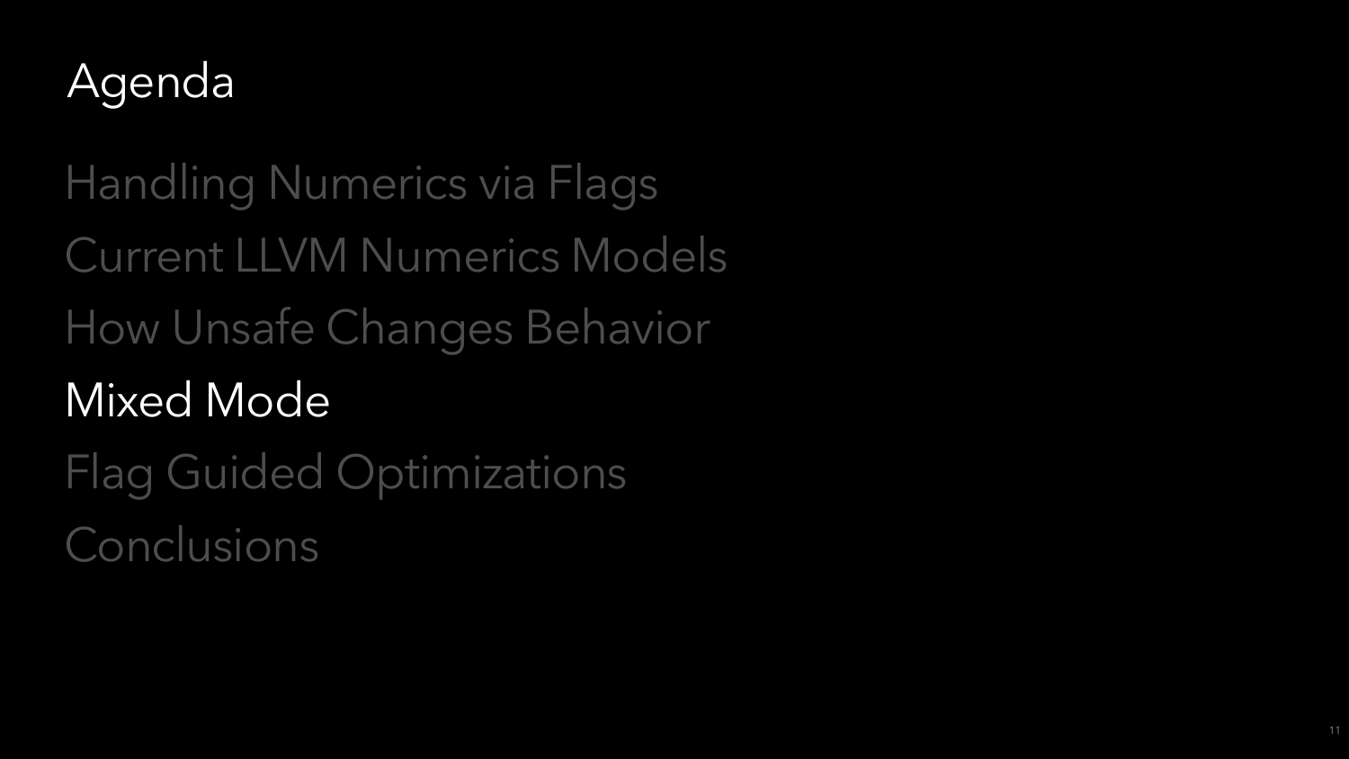# Agenda

- Handling Numerics via Flags
- Current LLVM Numerics Models
- How Unsafe Changes Behavior
- **Mixed Mode**
- Flag Guided Optimizations
- Conclusions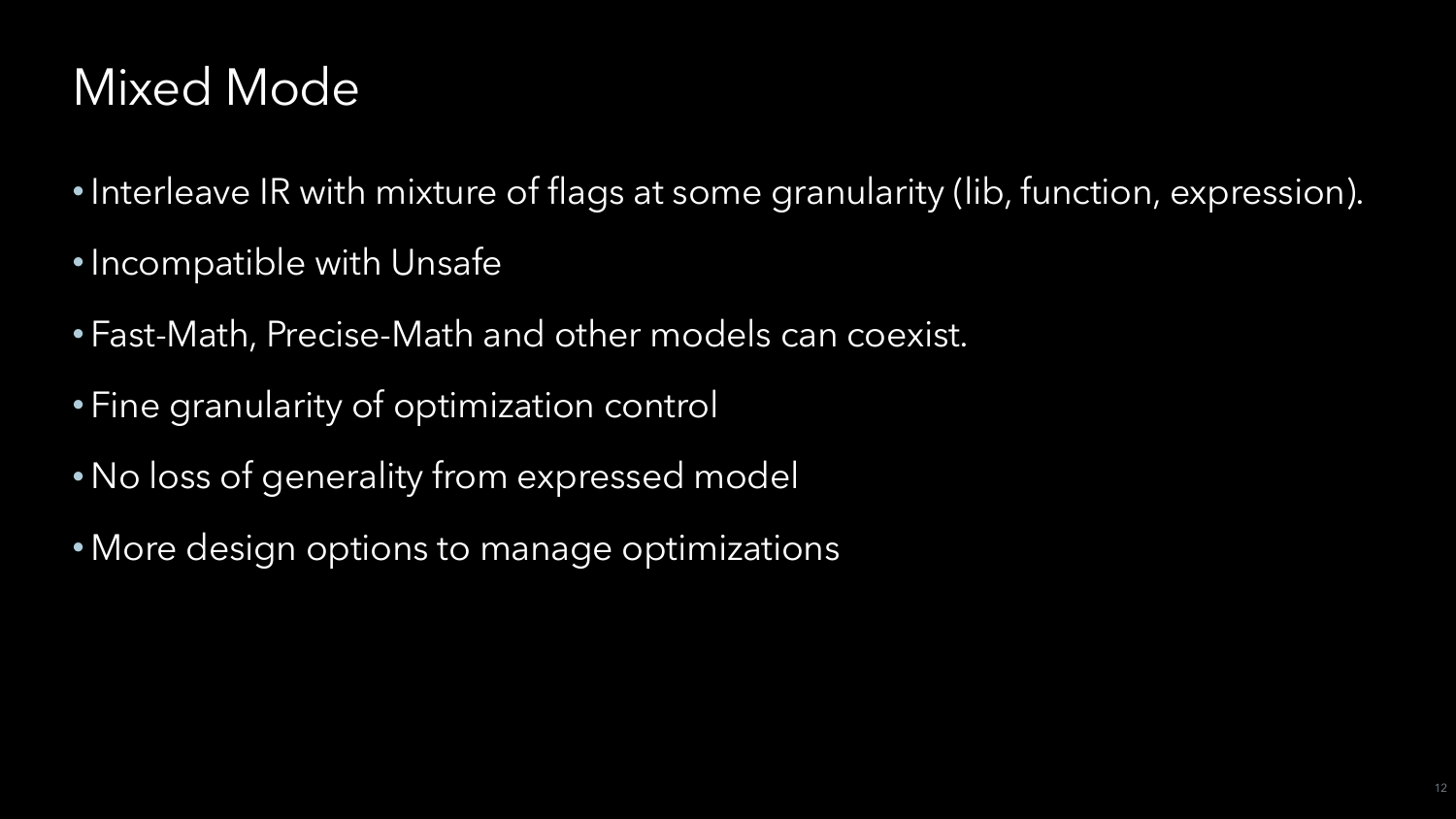# Mixed Mode

- Interleave IR with mixture of flags at some granularity (lib, function, expression).
- Incompatible with Unsafe
- Fast-Math, Precise-Math and other models can coexist.
- Fine granularity of optimization control
- No loss of generality from expressed model
- More design options to manage optimizations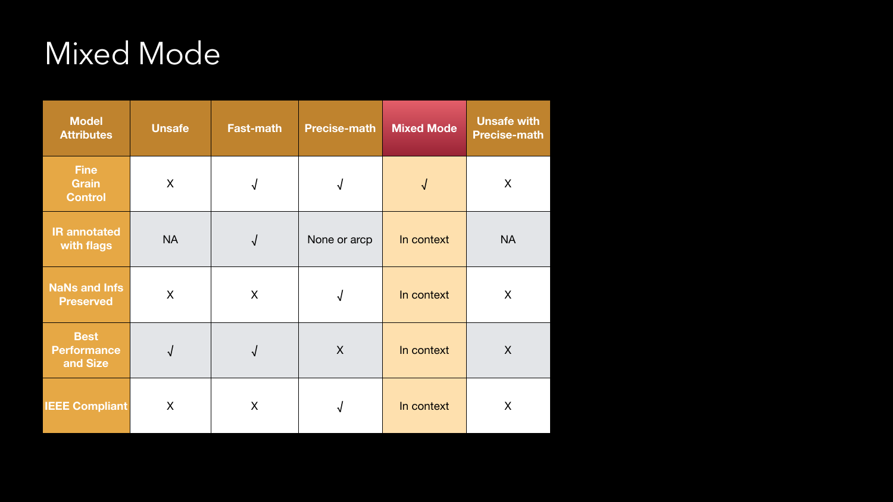# Mixed Mode

| Model Attributes | Unsafe | Fast-math | Precise-math | Mixed Mode | Unsafe with Precise-math |
|---|---|---|---|---|---|
| Fine Grain Control | X | √ | √ | √ | X |
| IR annotated with flags | NA | √ | None or arcp | In context | NA |
| NaNs and Infs Preserved | X | X | √ | In context | X |
| Best Performance and Size | √ | √ | X | In context | X |
| IEEE Compliant | X | X | √ | In context | X |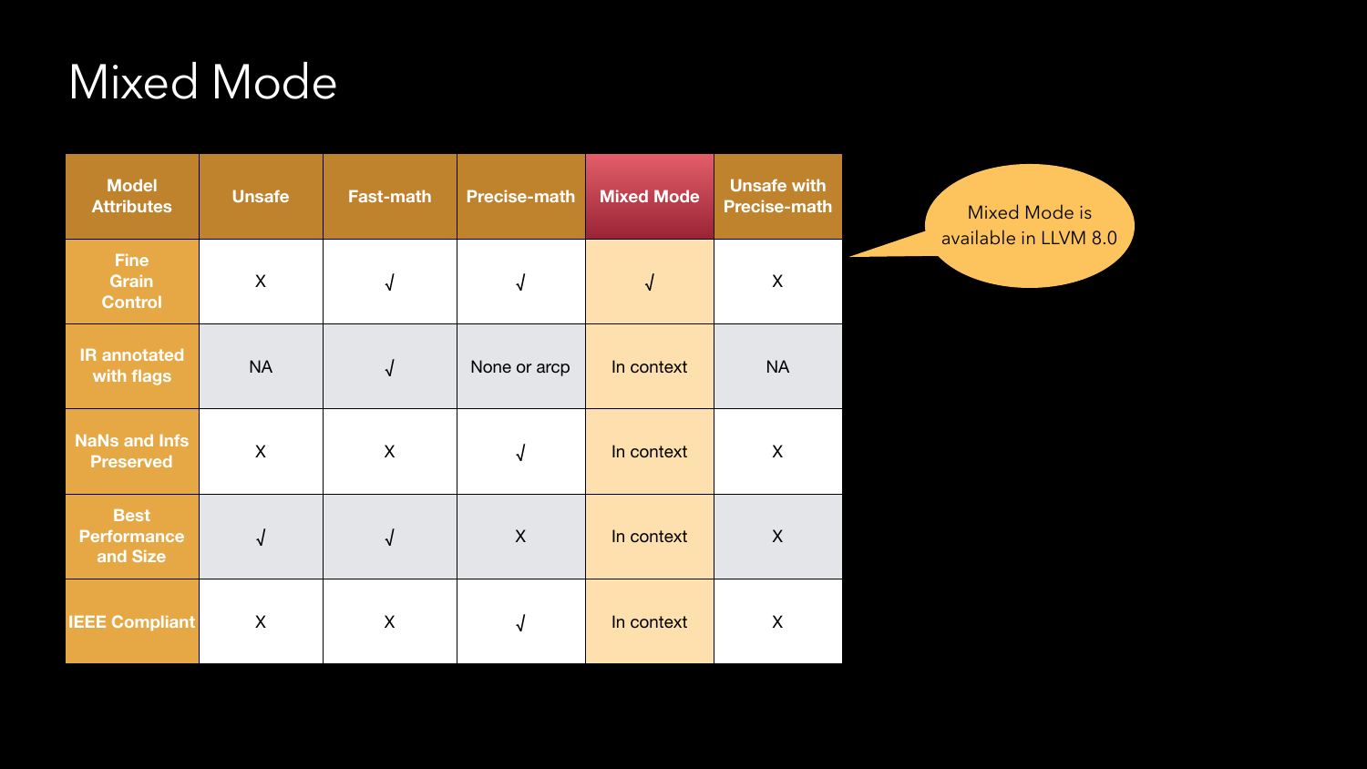# Mixed Mode

| Model Attributes | Unsafe | Fast-math | Precise-math | Mixed Mode | Unsafe with Precise-math |
|---|---|---|---|---|---|
| Fine Grain Control | X | √ | √ | √ | X |
| IR annotated with flags | NA | √ | None or arcp | In context | NA |
| NaNs and Infs Preserved | X | X | √ | In context | X |
| Best Performance and Size | √ | √ | X | In context | X |
| IEEE Compliant | X | X | √ | In context | X |

Mixed Mode is available in LLVM 8.0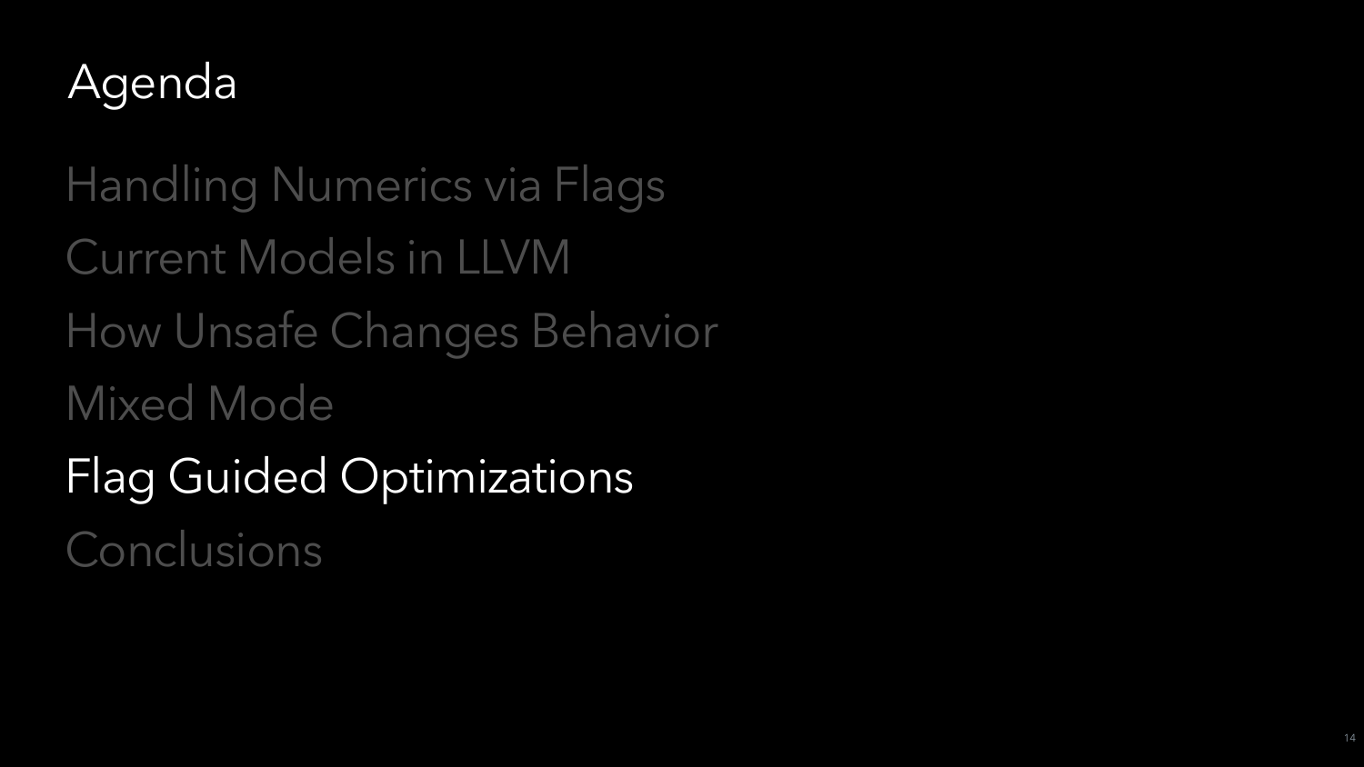# Agenda

- Handling Numerics via Flags
- Current Models in LLVM
- How Unsafe Changes Behavior
- Mixed Mode
- Flag Guided Optimizations
- Conclusions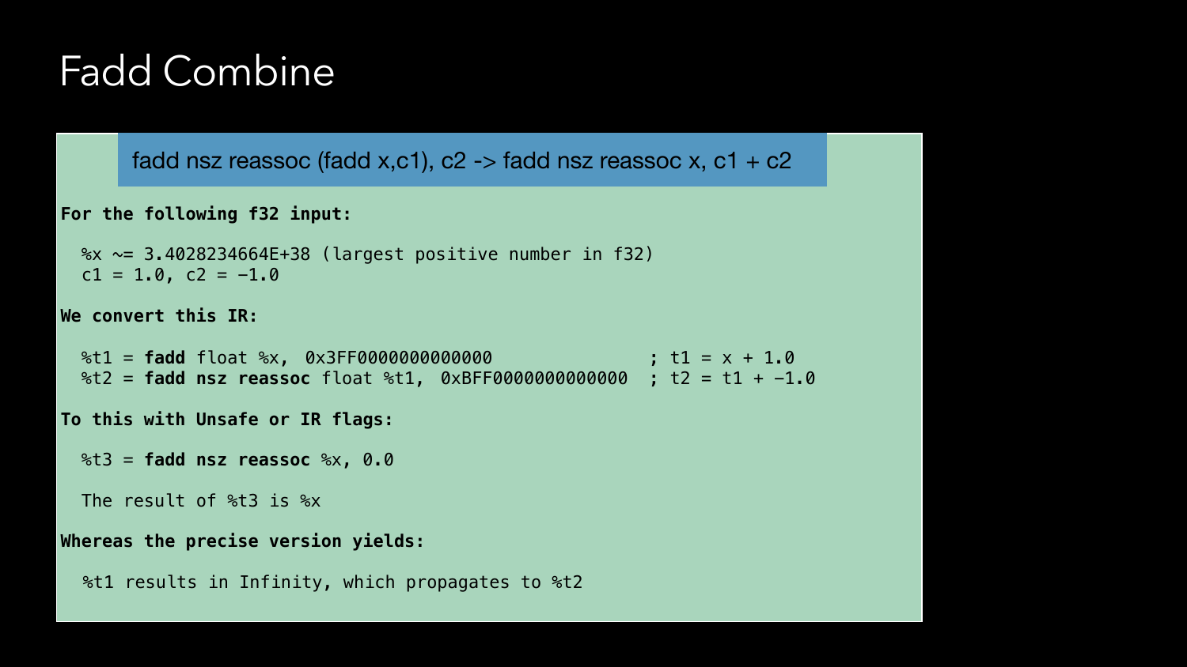# Fadd Combine

**fadd nsz reassoc (fadd x,c1), c2 -> fadd nsz reassoc x, c1 + c2**

**For the following f32 input:**

```
  %x ~= 3.4028234664E+38 (largest positive number in f32)
  c1 = 1.0, c2 = -1.0
```

**We convert this IR:**

```
  %t1 = fadd float %x, 0x3FF0000000000000               ; t1 = x + 1.0
  %t2 = fadd nsz reassoc float %t1, 0xBFF0000000000000  ; t2 = t1 + -1.0
```

**To this with Unsafe or IR flags:**

```
  %t3 = fadd nsz reassoc %x, 0.0

  The result of %t3 is %x
```

**Whereas the precise version yields:**

```
  %t1 results in Infinity, which propagates to %t2
```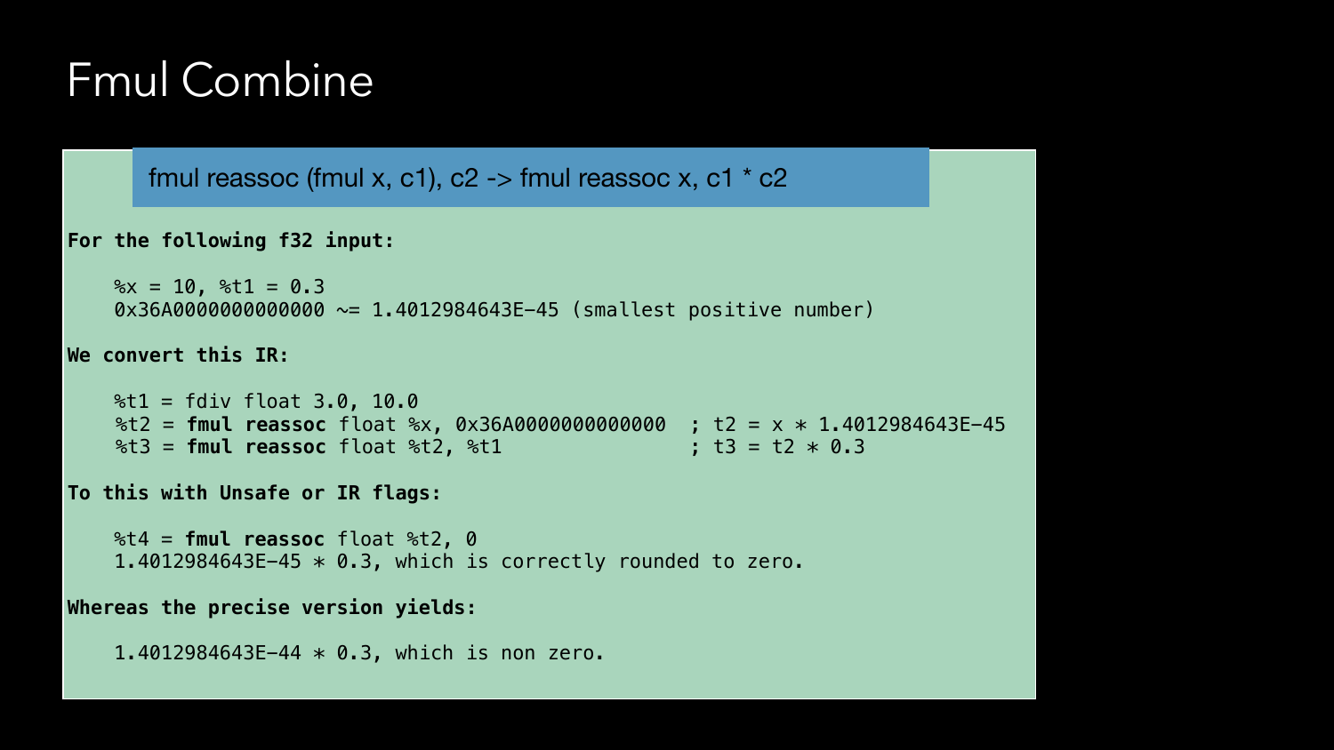# Fmul Combine

fmul reassoc (fmul x, c1), c2 -> fmul reassoc x, c1 * c2

**For the following f32 input:**

```
%x = 10, %t1 = 0.3
0x36A0000000000000 ~= 1.4012984643E-45 (smallest positive number)
```

**We convert this IR:**

```
%t1 = fdiv float 3.0, 10.0
%t2 = fmul reassoc float %x, 0x36A0000000000000  ; t2 = x * 1.4012984643E-45
%t3 = fmul reassoc float %t2, %t1                 ; t3 = t2 * 0.3
```

**To this with Unsafe or IR flags:**

```
%t4 = fmul reassoc float %t2, 0
1.4012984643E-45 * 0.3, which is correctly rounded to zero.
```

**Whereas the precise version yields:**

```
1.4012984643E-44 * 0.3, which is non zero.
```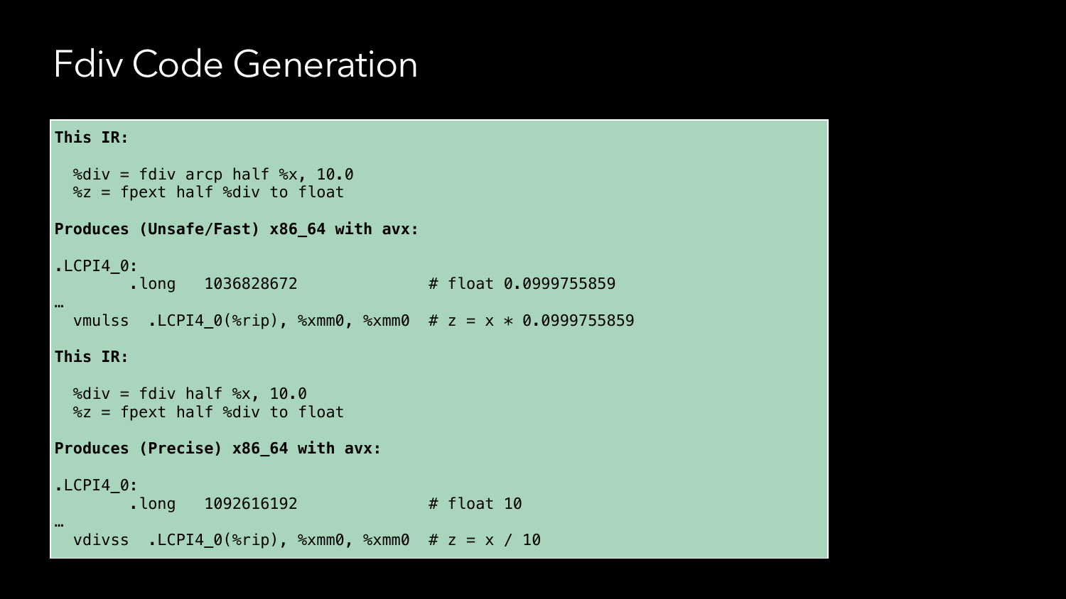# Fdiv Code Generation

```
This IR:

  %div = fdiv arcp half %x, 10.0
  %z = fpext half %div to float

Produces (Unsafe/Fast) x86_64 with avx:

.LCPI4_0:
        .long   1036828672              # float 0.0999755859
…
  vmulss  .LCPI4_0(%rip), %xmm0, %xmm0  # z = x * 0.0999755859

This IR:

  %div = fdiv half %x, 10.0
  %z = fpext half %div to float

Produces (Precise) x86_64 with avx:

.LCPI4_0:
        .long   1092616192              # float 10
…
  vdivss  .LCPI4_0(%rip), %xmm0, %xmm0  # z = x / 10
```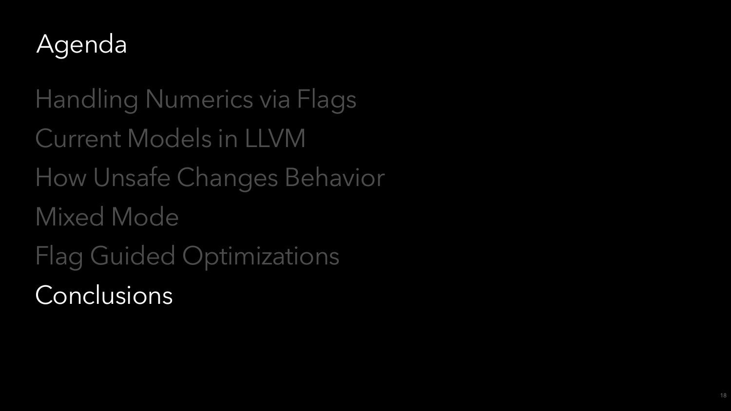# Agenda

- Handling Numerics via Flags
- Current Models in LLVM
- How Unsafe Changes Behavior
- Mixed Mode
- Flag Guided Optimizations
- Conclusions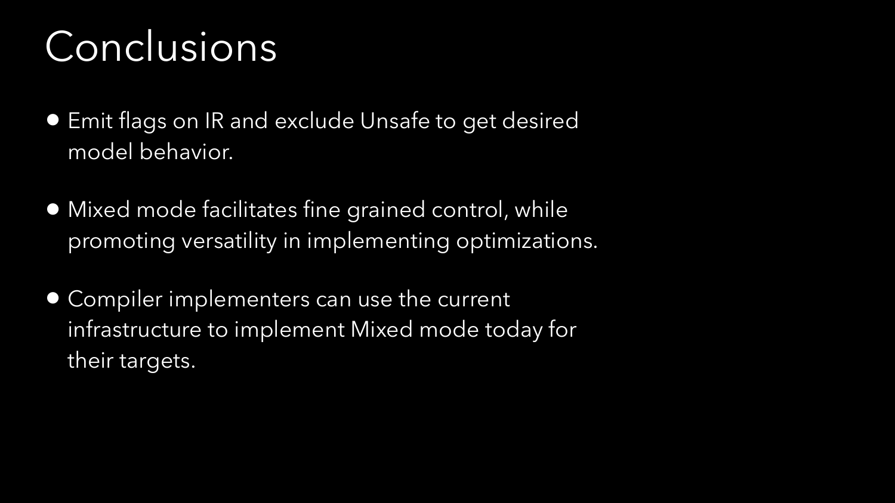# Conclusions

- Emit flags on IR and exclude Unsafe to get desired model behavior.
- Mixed mode facilitates fine grained control, while promoting versatility in implementing optimizations.
- Compiler implementers can use the current infrastructure to implement Mixed mode today for their targets.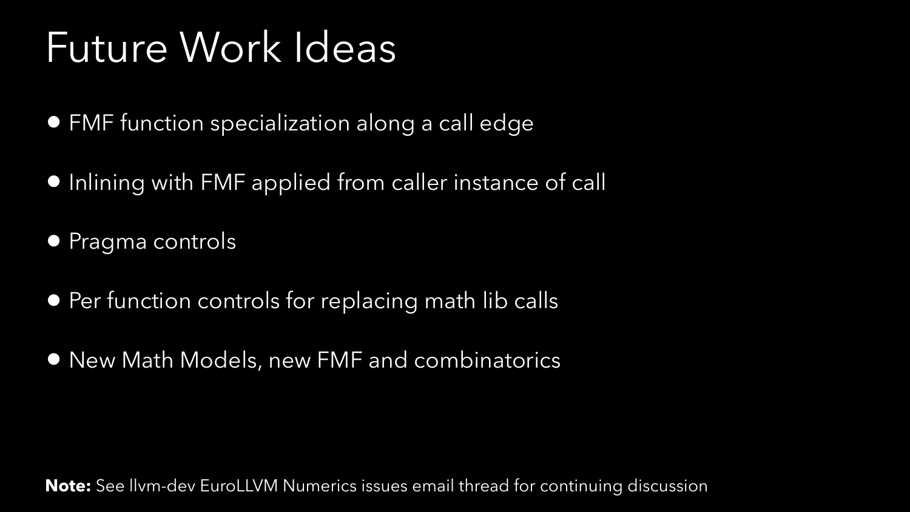# Future Work Ideas

- FMF function specialization along a call edge
- Inlining with FMF applied from caller instance of call
- Pragma controls
- Per function controls for replacing math lib calls
- New Math Models, new FMF and combinatorics

**Note:** See llvm-dev EuroLLVM Numerics issues email thread for continuing discussion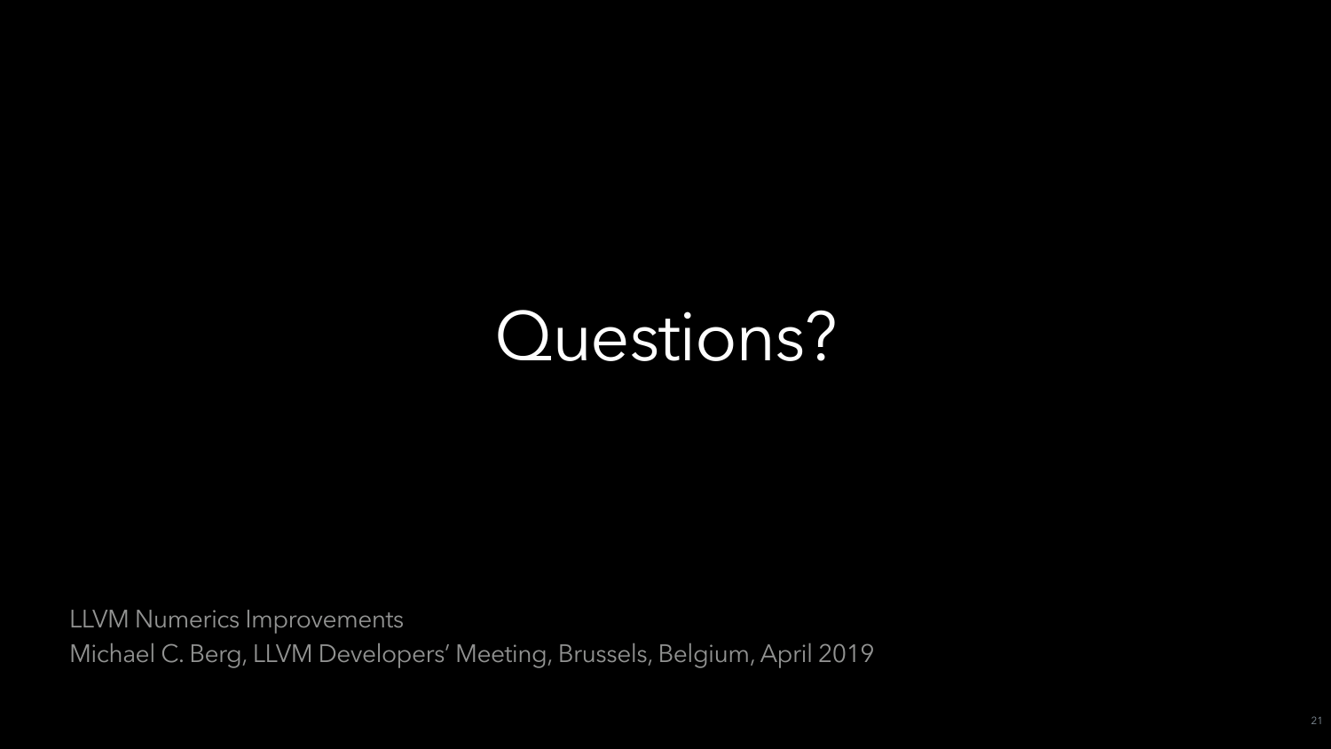# Questions?

LLVM Numerics Improvements
Michael C. Berg, LLVM Developers' Meeting, Brussels, Belgium, April 2019